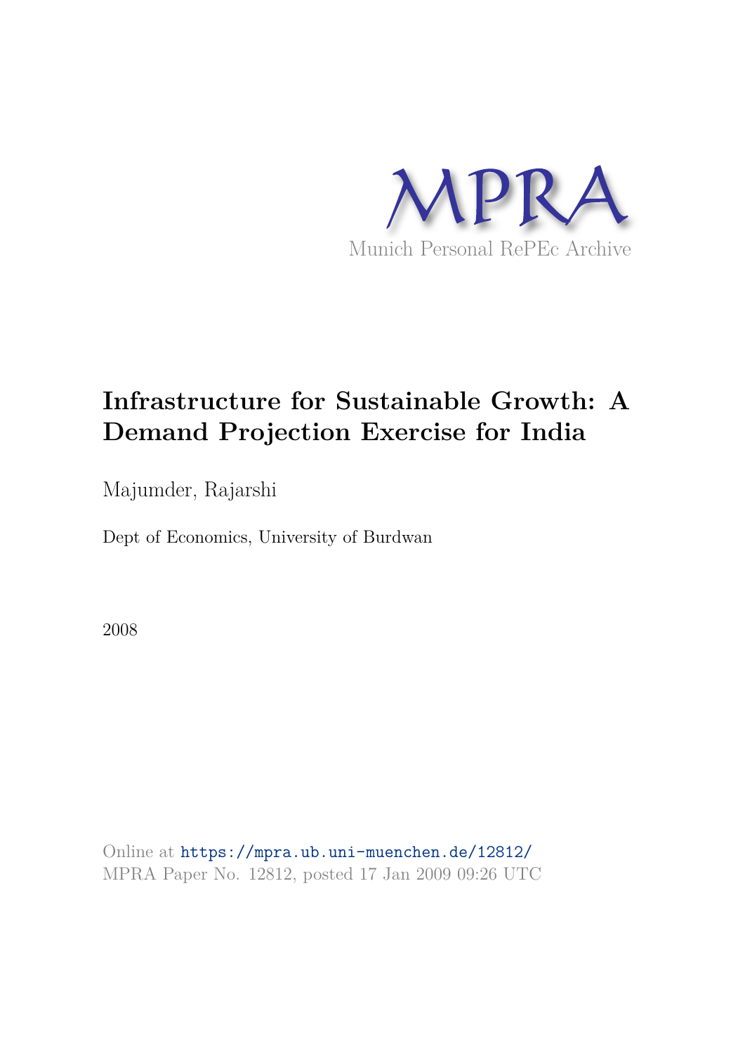MPRA

Munich Personal RePEc Archive

# Infrastructure for Sustainable Growth: A Demand Projection Exercise for India

Majumder, Rajarshi

Dept of Economics, University of Burdwan

2008

Online at https://mpra.ub.uni-muenchen.de/12812/
MPRA Paper No. 12812, posted 17 Jan 2009 09:26 UTC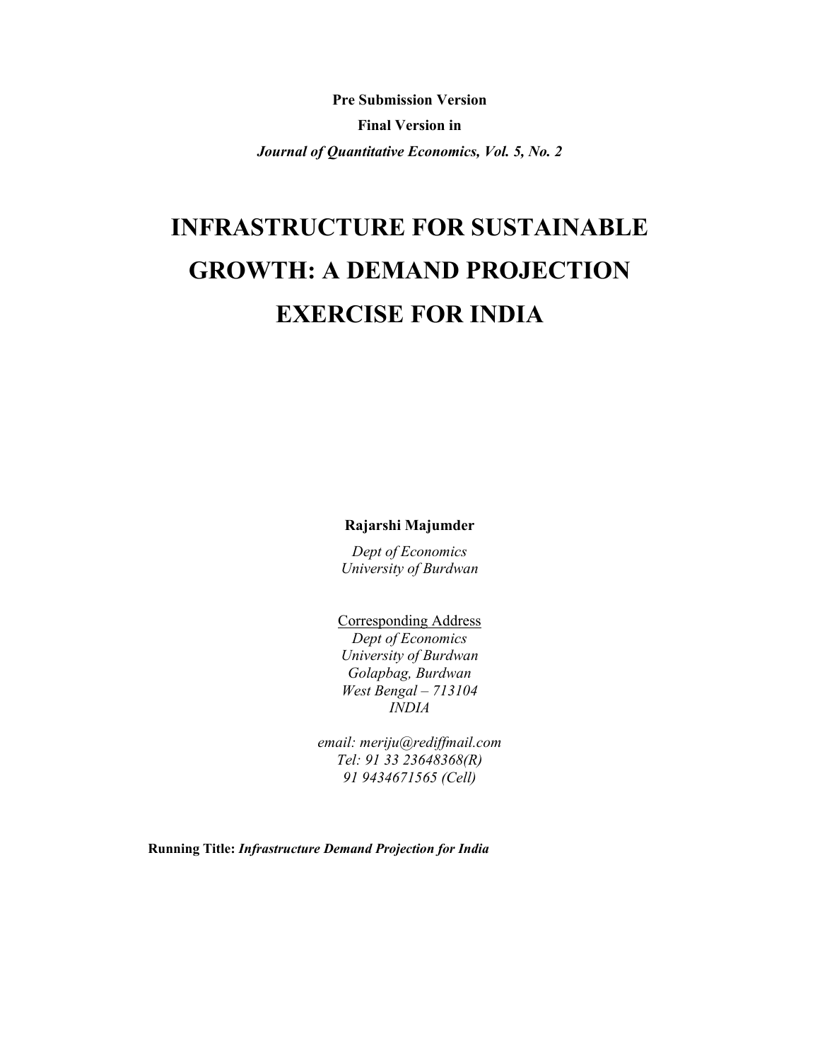**Pre Submission Version**

**Final Version in**

***Journal of Quantitative Economics, Vol. 5, No. 2***

# INFRASTRUCTURE FOR SUSTAINABLE GROWTH: A DEMAND PROJECTION EXERCISE FOR INDIA

**Rajarshi Majumder**

*Dept of Economics*
*University of Burdwan*

Corresponding Address
*Dept of Economics*
*University of Burdwan*
*Golapbag, Burdwan*
*West Bengal – 713104*
*INDIA*

*email: meriju@rediffmail.com*
*Tel: 91 33 23648368(R)*
*91 9434671565 (Cell)*

**Running Title:** ***Infrastructure Demand Projection for India***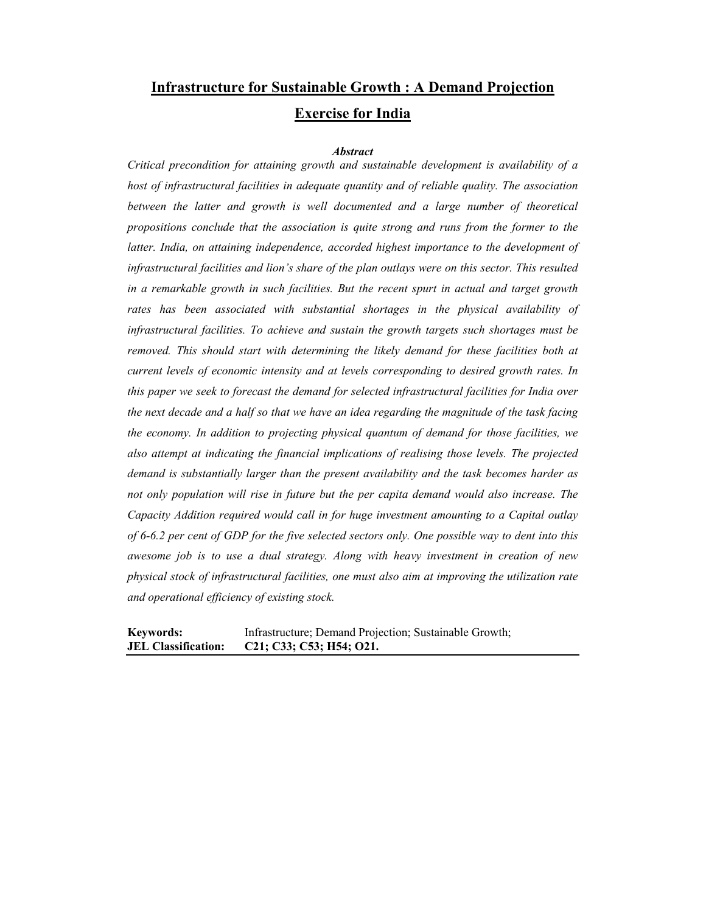# Infrastructure for Sustainable Growth : A Demand Projection Exercise for India

***Abstract***

*Critical precondition for attaining growth and sustainable development is availability of a host of infrastructural facilities in adequate quantity and of reliable quality. The association between the latter and growth is well documented and a large number of theoretical propositions conclude that the association is quite strong and runs from the former to the latter. India, on attaining independence, accorded highest importance to the development of infrastructural facilities and lion's share of the plan outlays were on this sector. This resulted in a remarkable growth in such facilities. But the recent spurt in actual and target growth rates has been associated with substantial shortages in the physical availability of infrastructural facilities. To achieve and sustain the growth targets such shortages must be removed. This should start with determining the likely demand for these facilities both at current levels of economic intensity and at levels corresponding to desired growth rates. In this paper we seek to forecast the demand for selected infrastructural facilities for India over the next decade and a half so that we have an idea regarding the magnitude of the task facing the economy. In addition to projecting physical quantum of demand for those facilities, we also attempt at indicating the financial implications of realising those levels. The projected demand is substantially larger than the present availability and the task becomes harder as not only population will rise in future but the per capita demand would also increase. The Capacity Addition required would call in for huge investment amounting to a Capital outlay of 6-6.2 per cent of GDP for the five selected sectors only. One possible way to dent into this awesome job is to use a dual strategy. Along with heavy investment in creation of new physical stock of infrastructural facilities, one must also aim at improving the utilization rate and operational efficiency of existing stock.*

**Keywords:** Infrastructure; Demand Projection; Sustainable Growth;

**JEL Classification:** **C21; C33; C53; H54; O21.**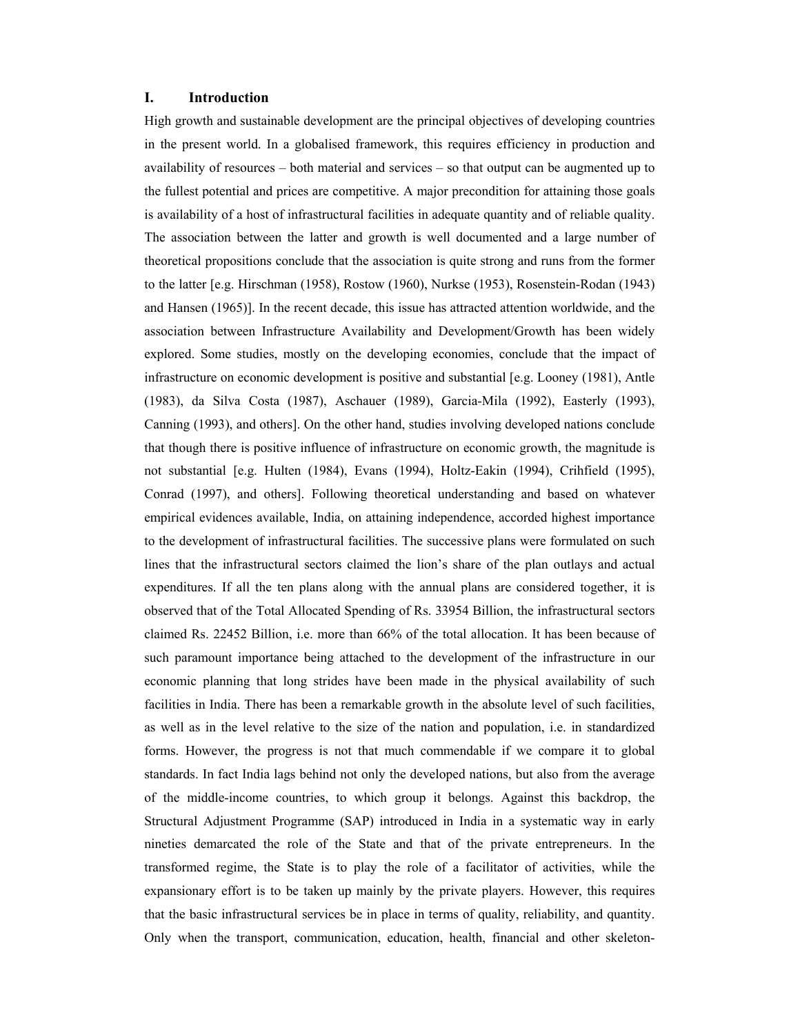## I. Introduction

High growth and sustainable development are the principal objectives of developing countries in the present world. In a globalised framework, this requires efficiency in production and availability of resources – both material and services – so that output can be augmented up to the fullest potential and prices are competitive. A major precondition for attaining those goals is availability of a host of infrastructural facilities in adequate quantity and of reliable quality. The association between the latter and growth is well documented and a large number of theoretical propositions conclude that the association is quite strong and runs from the former to the latter [e.g. Hirschman (1958), Rostow (1960), Nurkse (1953), Rosenstein-Rodan (1943) and Hansen (1965)]. In the recent decade, this issue has attracted attention worldwide, and the association between Infrastructure Availability and Development/Growth has been widely explored. Some studies, mostly on the developing economies, conclude that the impact of infrastructure on economic development is positive and substantial [e.g. Looney (1981), Antle (1983), da Silva Costa (1987), Aschauer (1989), Garcia-Mila (1992), Easterly (1993), Canning (1993), and others]. On the other hand, studies involving developed nations conclude that though there is positive influence of infrastructure on economic growth, the magnitude is not substantial [e.g. Hulten (1984), Evans (1994), Holtz-Eakin (1994), Crihfield (1995), Conrad (1997), and others]. Following theoretical understanding and based on whatever empirical evidences available, India, on attaining independence, accorded highest importance to the development of infrastructural facilities. The successive plans were formulated on such lines that the infrastructural sectors claimed the lion's share of the plan outlays and actual expenditures. If all the ten plans along with the annual plans are considered together, it is observed that of the Total Allocated Spending of Rs. 33954 Billion, the infrastructural sectors claimed Rs. 22452 Billion, i.e. more than 66% of the total allocation. It has been because of such paramount importance being attached to the development of the infrastructure in our economic planning that long strides have been made in the physical availability of such facilities in India. There has been a remarkable growth in the absolute level of such facilities, as well as in the level relative to the size of the nation and population, i.e. in standardized forms. However, the progress is not that much commendable if we compare it to global standards. In fact India lags behind not only the developed nations, but also from the average of the middle-income countries, to which group it belongs. Against this backdrop, the Structural Adjustment Programme (SAP) introduced in India in a systematic way in early nineties demarcated the role of the State and that of the private entrepreneurs. In the transformed regime, the State is to play the role of a facilitator of activities, while the expansionary effort is to be taken up mainly by the private players. However, this requires that the basic infrastructural services be in place in terms of quality, reliability, and quantity. Only when the transport, communication, education, health, financial and other skeleton-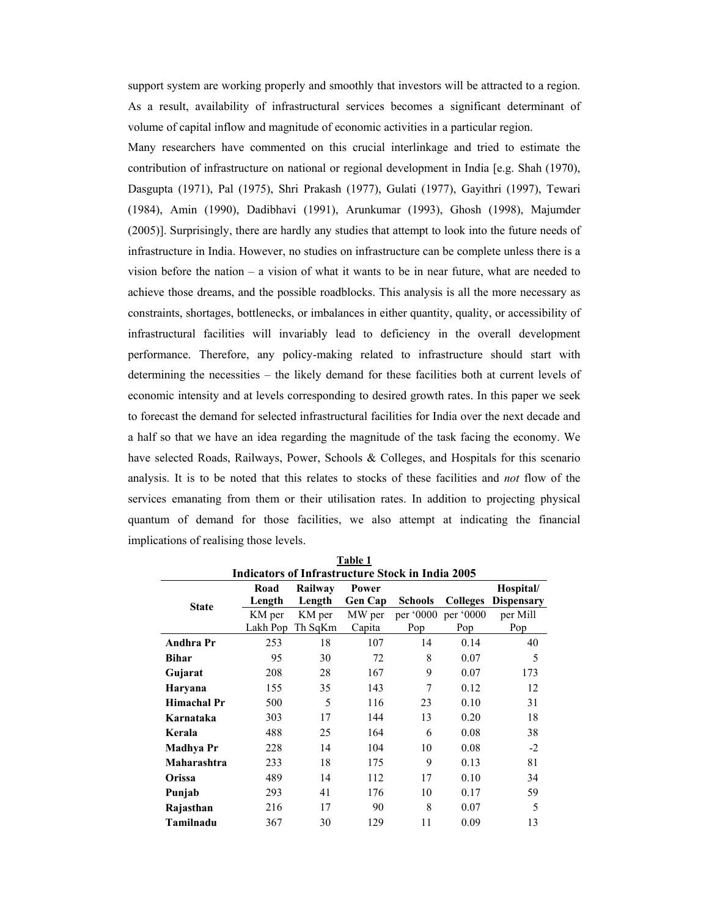support system are working properly and smoothly that investors will be attracted to a region. As a result, availability of infrastructural services becomes a significant determinant of volume of capital inflow and magnitude of economic activities in a particular region.

Many researchers have commented on this crucial interlinkage and tried to estimate the contribution of infrastructure on national or regional development in India [e.g. Shah (1970), Dasgupta (1971), Pal (1975), Shri Prakash (1977), Gulati (1977), Gayithri (1997), Tewari (1984), Amin (1990), Dadibhavi (1991), Arunkumar (1993), Ghosh (1998), Majumder (2005)]. Surprisingly, there are hardly any studies that attempt to look into the future needs of infrastructure in India. However, no studies on infrastructure can be complete unless there is a vision before the nation – a vision of what it wants to be in near future, what are needed to achieve those dreams, and the possible roadblocks. This analysis is all the more necessary as constraints, shortages, bottlenecks, or imbalances in either quantity, quality, or accessibility of infrastructural facilities will invariably lead to deficiency in the overall development performance. Therefore, any policy-making related to infrastructure should start with determining the necessities – the likely demand for these facilities both at current levels of economic intensity and at levels corresponding to desired growth rates. In this paper we seek to forecast the demand for selected infrastructural facilities for India over the next decade and a half so that we have an idea regarding the magnitude of the task facing the economy. We have selected Roads, Railways, Power, Schools & Colleges, and Hospitals for this scenario analysis. It is to be noted that this relates to stocks of these facilities and *not* flow of the services emanating from them or their utilisation rates. In addition to projecting physical quantum of demand for those facilities, we also attempt at indicating the financial implications of realising those levels.

**Table 1**

**Indicators of Infrastructure Stock in India 2005**

| State | Road Length | Railway Length | Power Gen Cap | Schools | Colleges | Hospital/ Dispensary |
|---|---|---|---|---|---|---|
| | KM per Lakh Pop | KM per Th SqKm | MW per Capita | per '0000 Pop | per '0000 Pop | per Mill Pop |
| **Andhra Pr** | 253 | 18 | 107 | 14 | 0.14 | 40 |
| **Bihar** | 95 | 30 | 72 | 8 | 0.07 | 5 |
| **Gujarat** | 208 | 28 | 167 | 9 | 0.07 | 173 |
| **Haryana** | 155 | 35 | 143 | 7 | 0.12 | 12 |
| **Himachal Pr** | 500 | 5 | 116 | 23 | 0.10 | 31 |
| **Karnataka** | 303 | 17 | 144 | 13 | 0.20 | 18 |
| **Kerala** | 488 | 25 | 164 | 6 | 0.08 | 38 |
| **Madhya Pr** | 228 | 14 | 104 | 10 | 0.08 | -2 |
| **Maharashtra** | 233 | 18 | 175 | 9 | 0.13 | 81 |
| **Orissa** | 489 | 14 | 112 | 17 | 0.10 | 34 |
| **Punjab** | 293 | 41 | 176 | 10 | 0.17 | 59 |
| **Rajasthan** | 216 | 17 | 90 | 8 | 0.07 | 5 |
| **Tamilnadu** | 367 | 30 | 129 | 11 | 0.09 | 13 |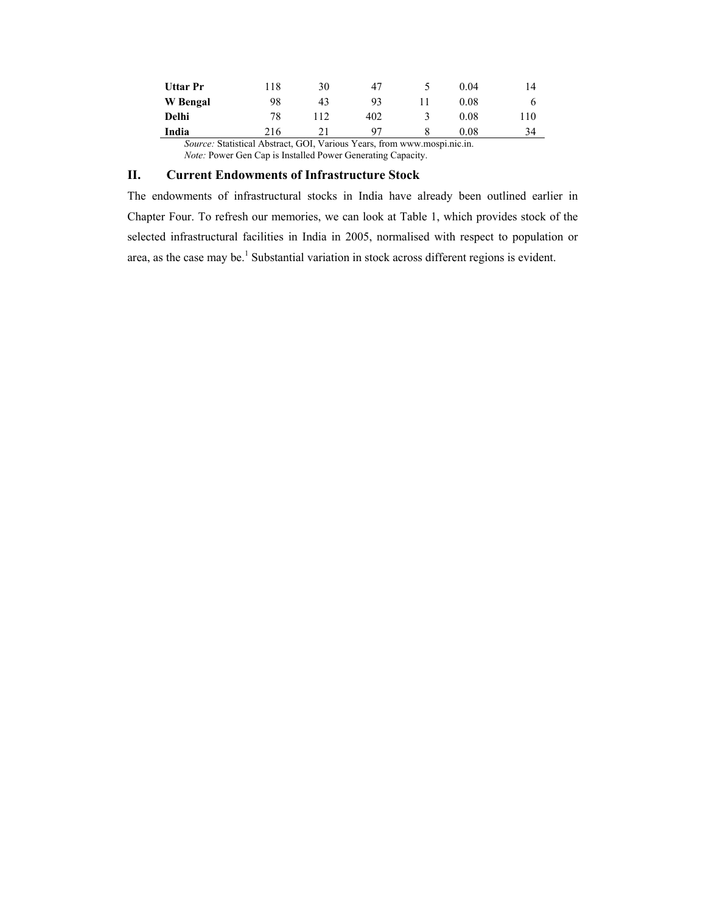| | | | | | | |
|---|---|---|---|---|---|---|
| **Uttar Pr** | 118 | 30 | 47 | 5 | 0.04 | 14 |
| **W Bengal** | 98 | 43 | 93 | 11 | 0.08 | 6 |
| **Delhi** | 78 | 112 | 402 | 3 | 0.08 | 110 |
| **India** | 216 | 21 | 97 | 8 | 0.08 | 34 |

*Source:* Statistical Abstract, GOI, Various Years, from www.mospi.nic.in.
*Note:* Power Gen Cap is Installed Power Generating Capacity.

## II. Current Endowments of Infrastructure Stock

The endowments of infrastructural stocks in India have already been outlined earlier in Chapter Four. To refresh our memories, we can look at Table 1, which provides stock of the selected infrastructural facilities in India in 2005, normalised with respect to population or area, as the case may be.[1] Substantial variation in stock across different regions is evident.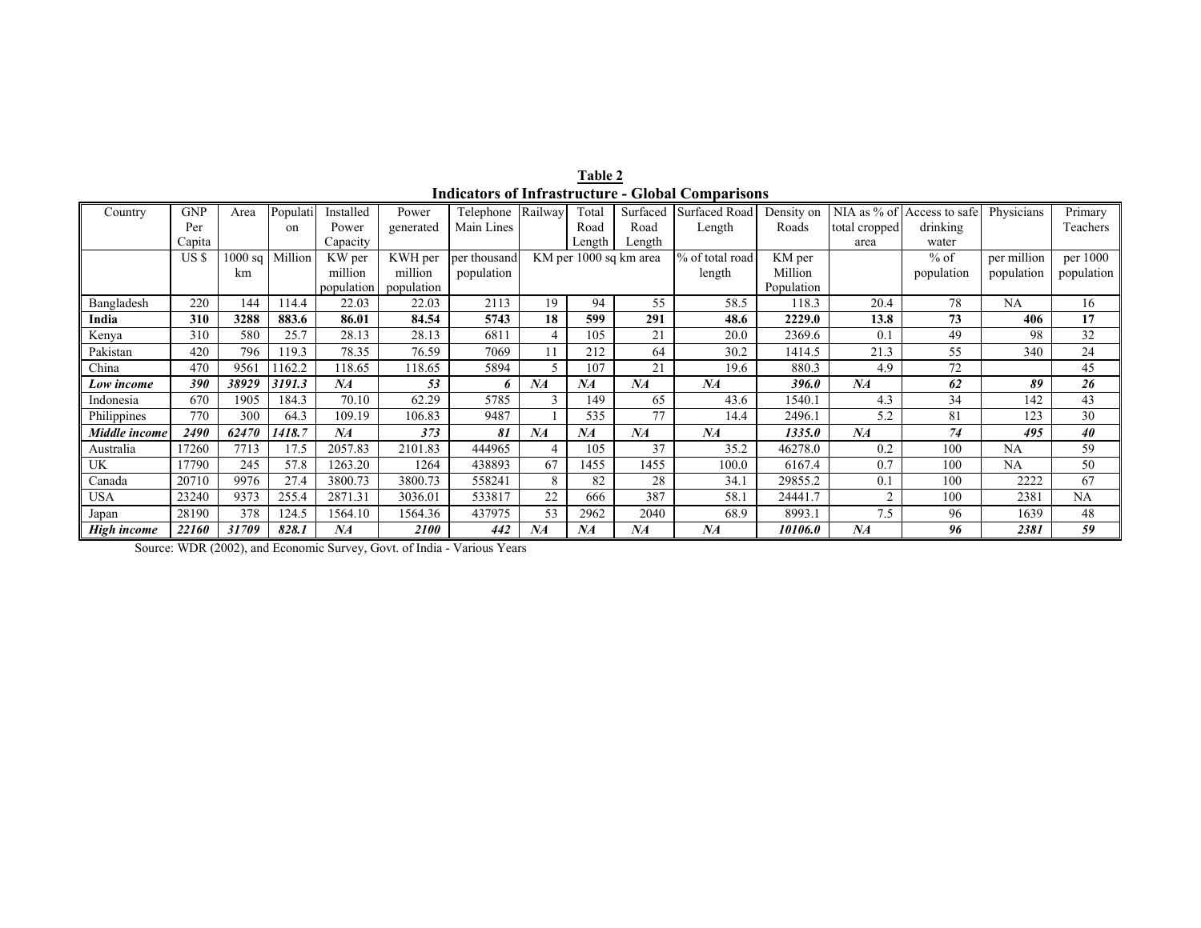**Table 2**

**Indicators of Infrastructure - Global Comparisons**

| Country | GNP Per Capita | Area | Population | Installed Power Capacity | Power generated | Telephone Main Lines | Railway | Total Road Length | Surfaced Road Length | Surfaced Road Length | Density on Roads | NIA as % of total cropped area | Access to safe drinking water | Physicians | Primary Teachers |
|---|---|---|---|---|---|---|---|---|---|---|---|---|---|---|---|
| | US $ | 1000 sq km | Million | KW per million population | KWH per million population | per thousand population | KM per 1000 sq km area | | | % of total road length | KM per Million Population | | % of population | per million population | per 1000 population |
| Bangladesh | 220 | 144 | 114.4 | 22.03 | 22.03 | 2113 | 19 | 94 | 55 | 58.5 | 118.3 | 20.4 | 78 | NA | 16 |
| **India** | **310** | **3288** | **883.6** | **86.01** | **84.54** | **5743** | **18** | **599** | **291** | **48.6** | **2229.0** | **13.8** | **73** | **406** | **17** |
| Kenya | 310 | 580 | 25.7 | 28.13 | 28.13 | 6811 | 4 | 105 | 21 | 20.0 | 2369.6 | 0.1 | 49 | 98 | 32 |
| Pakistan | 420 | 796 | 119.3 | 78.35 | 76.59 | 7069 | 11 | 212 | 64 | 30.2 | 1414.5 | 21.3 | 55 | 340 | 24 |
| China | 470 | 9561 | 1162.2 | 118.65 | 118.65 | 5894 | 5 | 107 | 21 | 19.6 | 880.3 | 4.9 | 72 | | 45 |
| ***Low income*** | ***390*** | ***38929*** | ***3191.3*** | ***NA*** | ***53*** | ***6*** | ***NA*** | ***NA*** | ***NA*** | ***NA*** | ***396.0*** | ***NA*** | ***62*** | ***89*** | ***26*** |
| Indonesia | 670 | 1905 | 184.3 | 70.10 | 62.29 | 5785 | 3 | 149 | 65 | 43.6 | 1540.1 | 4.3 | 34 | 142 | 43 |
| Philippines | 770 | 300 | 64.3 | 109.19 | 106.83 | 9487 | 1 | 535 | 77 | 14.4 | 2496.1 | 5.2 | 81 | 123 | 30 |
| ***Middle income*** | ***2490*** | ***62470*** | ***1418.7*** | ***NA*** | ***373*** | ***81*** | ***NA*** | ***NA*** | ***NA*** | ***NA*** | ***1335.0*** | ***NA*** | ***74*** | ***495*** | ***40*** |
| Australia | 17260 | 7713 | 17.5 | 2057.83 | 2101.83 | 444965 | 4 | 105 | 37 | 35.2 | 46278.0 | 0.2 | 100 | NA | 59 |
| UK | 17790 | 245 | 57.8 | 1263.20 | 1264 | 438893 | 67 | 1455 | 1455 | 100.0 | 6167.4 | 0.7 | 100 | NA | 50 |
| Canada | 20710 | 9976 | 27.4 | 3800.73 | 3800.73 | 558241 | 8 | 82 | 28 | 34.1 | 29855.2 | 0.1 | 100 | 2222 | 67 |
| USA | 23240 | 9373 | 255.4 | 2871.31 | 3036.01 | 533817 | 22 | 666 | 387 | 58.1 | 24441.7 | 2 | 100 | 2381 | NA |
| Japan | 28190 | 378 | 124.5 | 1564.10 | 1564.36 | 437975 | 53 | 2962 | 2040 | 68.9 | 8993.1 | 7.5 | 96 | 1639 | 48 |
| ***High income*** | ***22160*** | ***31709*** | ***828.1*** | ***NA*** | ***2100*** | ***442*** | ***NA*** | ***NA*** | ***NA*** | ***NA*** | ***10106.0*** | ***NA*** | ***96*** | ***2381*** | ***59*** |

Source: WDR (2002), and Economic Survey, Govt. of India - Various Years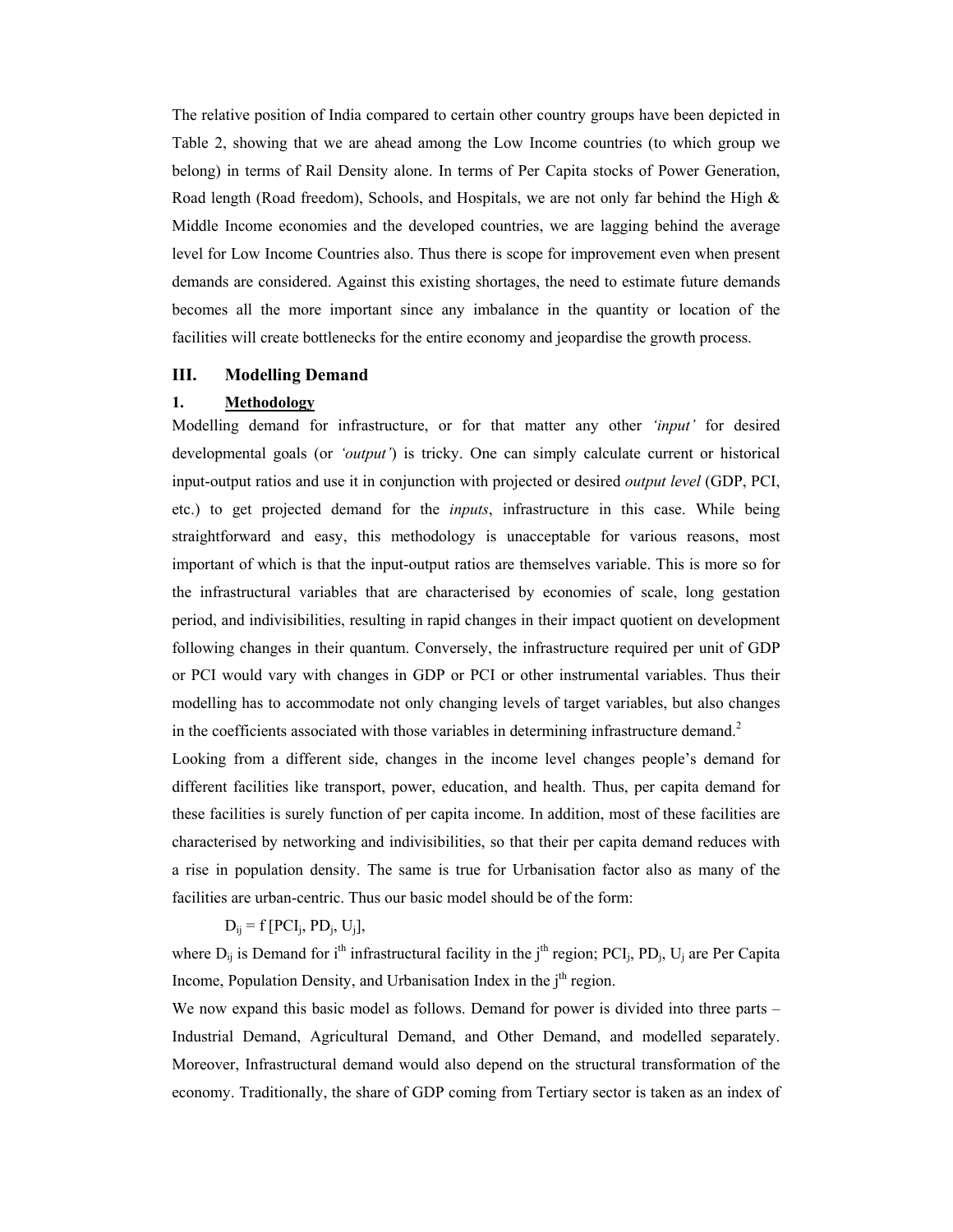The relative position of India compared to certain other country groups have been depicted in Table 2, showing that we are ahead among the Low Income countries (to which group we belong) in terms of Rail Density alone. In terms of Per Capita stocks of Power Generation, Road length (Road freedom), Schools, and Hospitals, we are not only far behind the High & Middle Income economies and the developed countries, we are lagging behind the average level for Low Income Countries also. Thus there is scope for improvement even when present demands are considered. Against this existing shortages, the need to estimate future demands becomes all the more important since any imbalance in the quantity or location of the facilities will create bottlenecks for the entire economy and jeopardise the growth process.

## III. Modelling Demand

### 1. Methodology

Modelling demand for infrastructure, or for that matter any other *'input'* for desired developmental goals (or *'output'*) is tricky. One can simply calculate current or historical input-output ratios and use it in conjunction with projected or desired *output level* (GDP, PCI, etc.) to get projected demand for the *inputs*, infrastructure in this case. While being straightforward and easy, this methodology is unacceptable for various reasons, most important of which is that the input-output ratios are themselves variable. This is more so for the infrastructural variables that are characterised by economies of scale, long gestation period, and indivisibilities, resulting in rapid changes in their impact quotient on development following changes in their quantum. Conversely, the infrastructure required per unit of GDP or PCI would vary with changes in GDP or PCI or other instrumental variables. Thus their modelling has to accommodate not only changing levels of target variables, but also changes in the coefficients associated with those variables in determining infrastructure demand.[2]

Looking from a different side, changes in the income level changes people's demand for different facilities like transport, power, education, and health. Thus, per capita demand for these facilities is surely function of per capita income. In addition, most of these facilities are characterised by networking and indivisibilities, so that their per capita demand reduces with a rise in population density. The same is true for Urbanisation factor also as many of the facilities are urban-centric. Thus our basic model should be of the form:

$$D_{ij} = f\,[PCI_j, PD_j, U_j],$$

where $D_{ij}$ is Demand for $i^{th}$ infrastructural facility in the $j^{th}$ region; $PCI_j$, $PD_j$, $U_j$ are Per Capita Income, Population Density, and Urbanisation Index in the $j^{th}$ region.

We now expand this basic model as follows. Demand for power is divided into three parts – Industrial Demand, Agricultural Demand, and Other Demand, and modelled separately. Moreover, Infrastructural demand would also depend on the structural transformation of the economy. Traditionally, the share of GDP coming from Tertiary sector is taken as an index of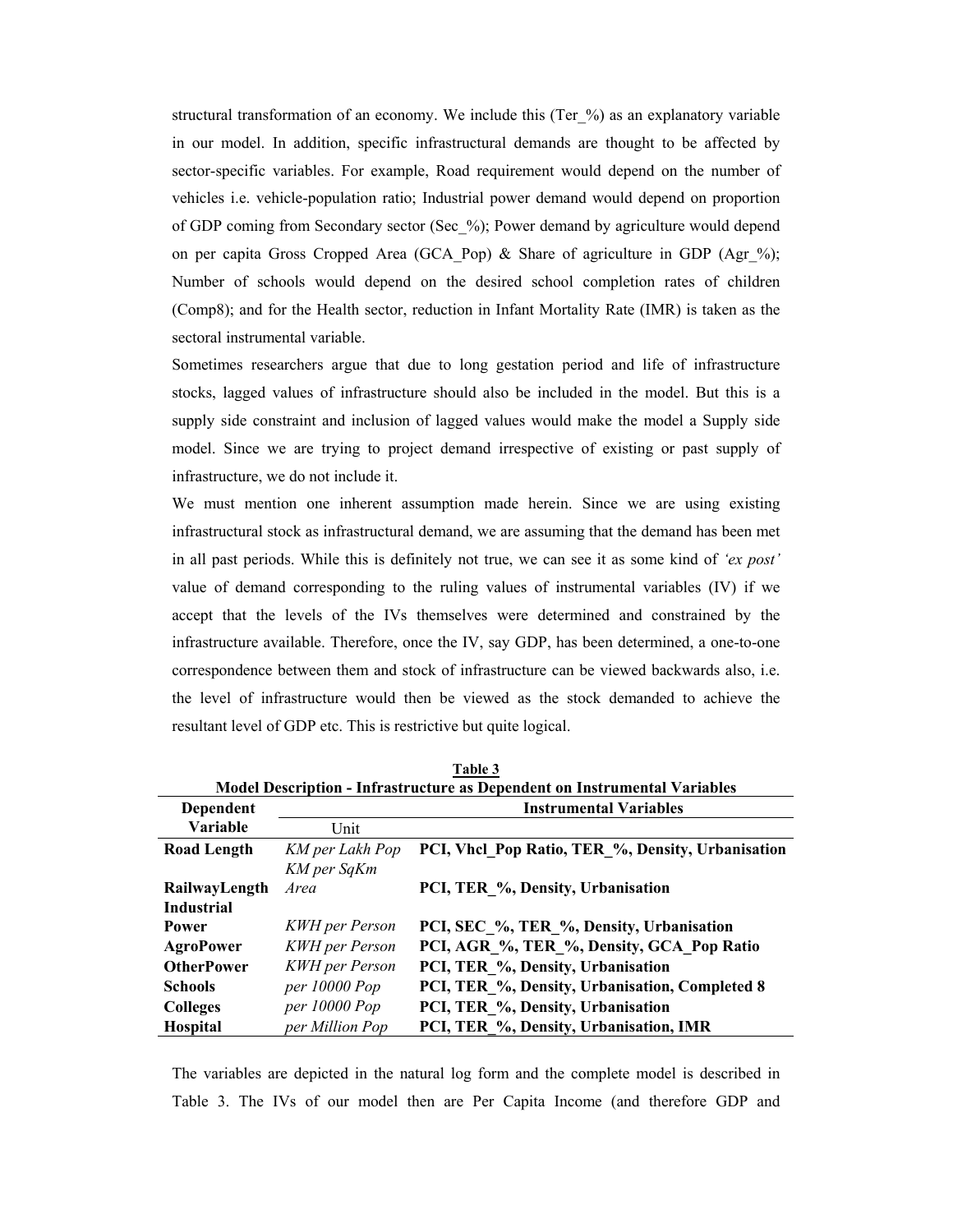structural transformation of an economy. We include this (Ter_%) as an explanatory variable in our model. In addition, specific infrastructural demands are thought to be affected by sector-specific variables. For example, Road requirement would depend on the number of vehicles i.e. vehicle-population ratio; Industrial power demand would depend on proportion of GDP coming from Secondary sector (Sec_%); Power demand by agriculture would depend on per capita Gross Cropped Area (GCA_Pop) & Share of agriculture in GDP (Agr_%); Number of schools would depend on the desired school completion rates of children (Comp8); and for the Health sector, reduction in Infant Mortality Rate (IMR) is taken as the sectoral instrumental variable.

Sometimes researchers argue that due to long gestation period and life of infrastructure stocks, lagged values of infrastructure should also be included in the model. But this is a supply side constraint and inclusion of lagged values would make the model a Supply side model. Since we are trying to project demand irrespective of existing or past supply of infrastructure, we do not include it.

We must mention one inherent assumption made herein. Since we are using existing infrastructural stock as infrastructural demand, we are assuming that the demand has been met in all past periods. While this is definitely not true, we can see it as some kind of *'ex post'* value of demand corresponding to the ruling values of instrumental variables (IV) if we accept that the levels of the IVs themselves were determined and constrained by the infrastructure available. Therefore, once the IV, say GDP, has been determined, a one-to-one correspondence between them and stock of infrastructure can be viewed backwards also, i.e. the level of infrastructure would then be viewed as the stock demanded to achieve the resultant level of GDP etc. This is restrictive but quite logical.

**Table 3**
**Model Description - Infrastructure as Dependent on Instrumental Variables**

| Dependent Variable | Unit | Instrumental Variables |
|---|---|---|
| **Road Length** | *KM per Lakh Pop* | **PCI, Vhcl_Pop Ratio, TER_%, Density, Urbanisation** |
| **RailwayLength** | *KM per SqKm Area* | **PCI, TER_%, Density, Urbanisation** |
| **Industrial Power** | *KWH per Person* | **PCI, SEC_%, TER_%, Density, Urbanisation** |
| **AgroPower** | *KWH per Person* | **PCI, AGR_%, TER_%, Density, GCA_Pop Ratio** |
| **OtherPower** | *KWH per Person* | **PCI, TER_%, Density, Urbanisation** |
| **Schools** | *per 10000 Pop* | **PCI, TER_%, Density, Urbanisation, Completed 8** |
| **Colleges** | *per 10000 Pop* | **PCI, TER_%, Density, Urbanisation** |
| **Hospital** | *per Million Pop* | **PCI, TER_%, Density, Urbanisation, IMR** |

The variables are depicted in the natural log form and the complete model is described in Table 3. The IVs of our model then are Per Capita Income (and therefore GDP and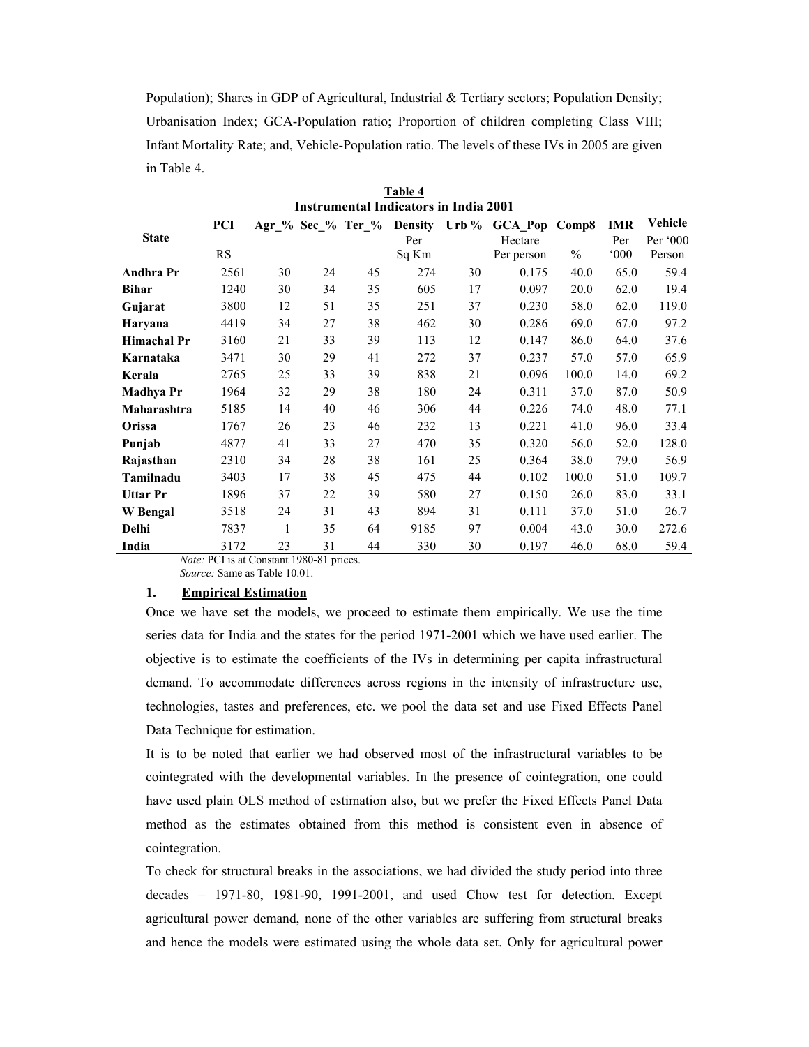Population); Shares in GDP of Agricultural, Industrial & Tertiary sectors; Population Density; Urbanisation Index; GCA-Population ratio; Proportion of children completing Class VIII; Infant Mortality Rate; and, Vehicle-Population ratio. The levels of these IVs in 2005 are given in Table 4.

**Table 4**
**Instrumental Indicators in India 2001**

| State | PCI | Agr_% | Sec_% | Ter_% | Density | Urb % | GCA_Pop | Comp8 | IMR | Vehicle |
|---|---|---|---|---|---|---|---|---|---|---|
| | RS | | | | Per Sq Km | | Hectare Per person | % | Per '000 | Per '000 Person |
| **Andhra Pr** | 2561 | 30 | 24 | 45 | 274 | 30 | 0.175 | 40.0 | 65.0 | 59.4 |
| **Bihar** | 1240 | 30 | 34 | 35 | 605 | 17 | 0.097 | 20.0 | 62.0 | 19.4 |
| **Gujarat** | 3800 | 12 | 51 | 35 | 251 | 37 | 0.230 | 58.0 | 62.0 | 119.0 |
| **Haryana** | 4419 | 34 | 27 | 38 | 462 | 30 | 0.286 | 69.0 | 67.0 | 97.2 |
| **Himachal Pr** | 3160 | 21 | 33 | 39 | 113 | 12 | 0.147 | 86.0 | 64.0 | 37.6 |
| **Karnataka** | 3471 | 30 | 29 | 41 | 272 | 37 | 0.237 | 57.0 | 57.0 | 65.9 |
| **Kerala** | 2765 | 25 | 33 | 39 | 838 | 21 | 0.096 | 100.0 | 14.0 | 69.2 |
| **Madhya Pr** | 1964 | 32 | 29 | 38 | 180 | 24 | 0.311 | 37.0 | 87.0 | 50.9 |
| **Maharashtra** | 5185 | 14 | 40 | 46 | 306 | 44 | 0.226 | 74.0 | 48.0 | 77.1 |
| **Orissa** | 1767 | 26 | 23 | 46 | 232 | 13 | 0.221 | 41.0 | 96.0 | 33.4 |
| **Punjab** | 4877 | 41 | 33 | 27 | 470 | 35 | 0.320 | 56.0 | 52.0 | 128.0 |
| **Rajasthan** | 2310 | 34 | 28 | 38 | 161 | 25 | 0.364 | 38.0 | 79.0 | 56.9 |
| **Tamilnadu** | 3403 | 17 | 38 | 45 | 475 | 44 | 0.102 | 100.0 | 51.0 | 109.7 |
| **Uttar Pr** | 1896 | 37 | 22 | 39 | 580 | 27 | 0.150 | 26.0 | 83.0 | 33.1 |
| **W Bengal** | 3518 | 24 | 31 | 43 | 894 | 31 | 0.111 | 37.0 | 51.0 | 26.7 |
| **Delhi** | 7837 | 1 | 35 | 64 | 9185 | 97 | 0.004 | 43.0 | 30.0 | 272.6 |
| **India** | 3172 | 23 | 31 | 44 | 330 | 30 | 0.197 | 46.0 | 68.0 | 59.4 |

*Note:* PCI is at Constant 1980-81 prices.
*Source:* Same as Table 10.01.

## 1. Empirical Estimation

Once we have set the models, we proceed to estimate them empirically. We use the time series data for India and the states for the period 1971-2001 which we have used earlier. The objective is to estimate the coefficients of the IVs in determining per capita infrastructural demand. To accommodate differences across regions in the intensity of infrastructure use, technologies, tastes and preferences, etc. we pool the data set and use Fixed Effects Panel Data Technique for estimation.

It is to be noted that earlier we had observed most of the infrastructural variables to be cointegrated with the developmental variables. In the presence of cointegration, one could have used plain OLS method of estimation also, but we prefer the Fixed Effects Panel Data method as the estimates obtained from this method is consistent even in absence of cointegration.

To check for structural breaks in the associations, we had divided the study period into three decades – 1971-80, 1981-90, 1991-2001, and used Chow test for detection. Except agricultural power demand, none of the other variables are suffering from structural breaks and hence the models were estimated using the whole data set. Only for agricultural power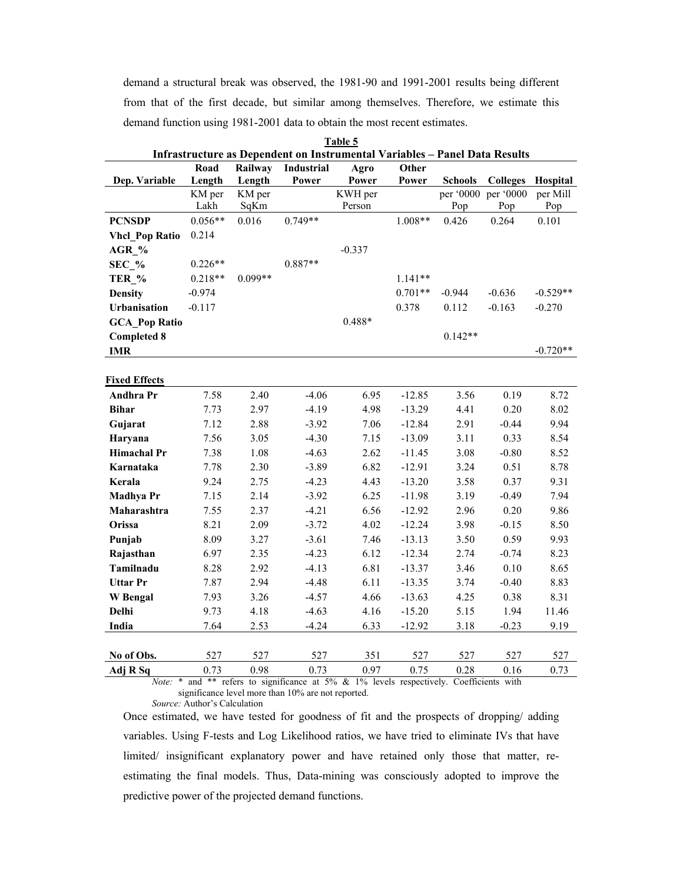demand a structural break was observed, the 1981-90 and 1991-2001 results being different from that of the first decade, but similar among themselves. Therefore, we estimate this demand function using 1981-2001 data to obtain the most recent estimates.

**Table 5**
**Infrastructure as Dependent on Instrumental Variables – Panel Data Results**

| Dep. Variable | Road Length | Railway Length | Industrial Power | Agro Power | Other Power | Schools | Colleges | Hospital |
|---|---|---|---|---|---|---|---|---|
| | KM per Lakh | KM per SqKm | | KWH per Person | | per '0000 Pop | per '0000 Pop | per Mill Pop |
| **PCNSDP** | 0.056** | 0.016 | 0.749** | | 1.008** | 0.426 | 0.264 | 0.101 |
| **Vhcl_Pop Ratio** | 0.214 | | | | | | | |
| **AGR_%** | | | | -0.337 | | | | |
| **SEC_%** | 0.226** | | 0.887** | | | | | |
| **TER_%** | 0.218** | 0.099** | | | 1.141** | | | |
| **Density** | -0.974 | | | | 0.701** | -0.944 | -0.636 | -0.529** |
| **Urbanisation** | -0.117 | | | | 0.378 | 0.112 | -0.163 | -0.270 |
| **GCA_Pop Ratio** | | | | 0.488* | | | | |
| **Completed 8** | | | | | | 0.142** | | |
| **IMR** | | | | | | | | -0.720** |
| | | | | | | | | |
| **Fixed Effects** | | | | | | | | |
| **Andhra Pr** | 7.58 | 2.40 | -4.06 | 6.95 | -12.85 | 3.56 | 0.19 | 8.72 |
| **Bihar** | 7.73 | 2.97 | -4.19 | 4.98 | -13.29 | 4.41 | 0.20 | 8.02 |
| **Gujarat** | 7.12 | 2.88 | -3.92 | 7.06 | -12.84 | 2.91 | -0.44 | 9.94 |
| **Haryana** | 7.56 | 3.05 | -4.30 | 7.15 | -13.09 | 3.11 | 0.33 | 8.54 |
| **Himachal Pr** | 7.38 | 1.08 | -4.63 | 2.62 | -11.45 | 3.08 | -0.80 | 8.52 |
| **Karnataka** | 7.78 | 2.30 | -3.89 | 6.82 | -12.91 | 3.24 | 0.51 | 8.78 |
| **Kerala** | 9.24 | 2.75 | -4.23 | 4.43 | -13.20 | 3.58 | 0.37 | 9.31 |
| **Madhya Pr** | 7.15 | 2.14 | -3.92 | 6.25 | -11.98 | 3.19 | -0.49 | 7.94 |
| **Maharashtra** | 7.55 | 2.37 | -4.21 | 6.56 | -12.92 | 2.96 | 0.20 | 9.86 |
| **Orissa** | 8.21 | 2.09 | -3.72 | 4.02 | -12.24 | 3.98 | -0.15 | 8.50 |
| **Punjab** | 8.09 | 3.27 | -3.61 | 7.46 | -13.13 | 3.50 | 0.59 | 9.93 |
| **Rajasthan** | 6.97 | 2.35 | -4.23 | 6.12 | -12.34 | 2.74 | -0.74 | 8.23 |
| **Tamilnadu** | 8.28 | 2.92 | -4.13 | 6.81 | -13.37 | 3.46 | 0.10 | 8.65 |
| **Uttar Pr** | 7.87 | 2.94 | -4.48 | 6.11 | -13.35 | 3.74 | -0.40 | 8.83 |
| **W Bengal** | 7.93 | 3.26 | -4.57 | 4.66 | -13.63 | 4.25 | 0.38 | 8.31 |
| **Delhi** | 9.73 | 4.18 | -4.63 | 4.16 | -15.20 | 5.15 | 1.94 | 11.46 |
| **India** | 7.64 | 2.53 | -4.24 | 6.33 | -12.92 | 3.18 | -0.23 | 9.19 |
| | | | | | | | | |
| **No of Obs.** | 527 | 527 | 527 | 351 | 527 | 527 | 527 | 527 |
| **Adj R Sq** | 0.73 | 0.98 | 0.73 | 0.97 | 0.75 | 0.28 | 0.16 | 0.73 |

*Note:* * and ** refers to significance at 5% & 1% levels respectively. Coefficients with significance level more than 10% are not reported.

*Source:* Author's Calculation

Once estimated, we have tested for goodness of fit and the prospects of dropping/ adding variables. Using F-tests and Log Likelihood ratios, we have tried to eliminate IVs that have limited/ insignificant explanatory power and have retained only those that matter, re-estimating the final models. Thus, Data-mining was consciously adopted to improve the predictive power of the projected demand functions.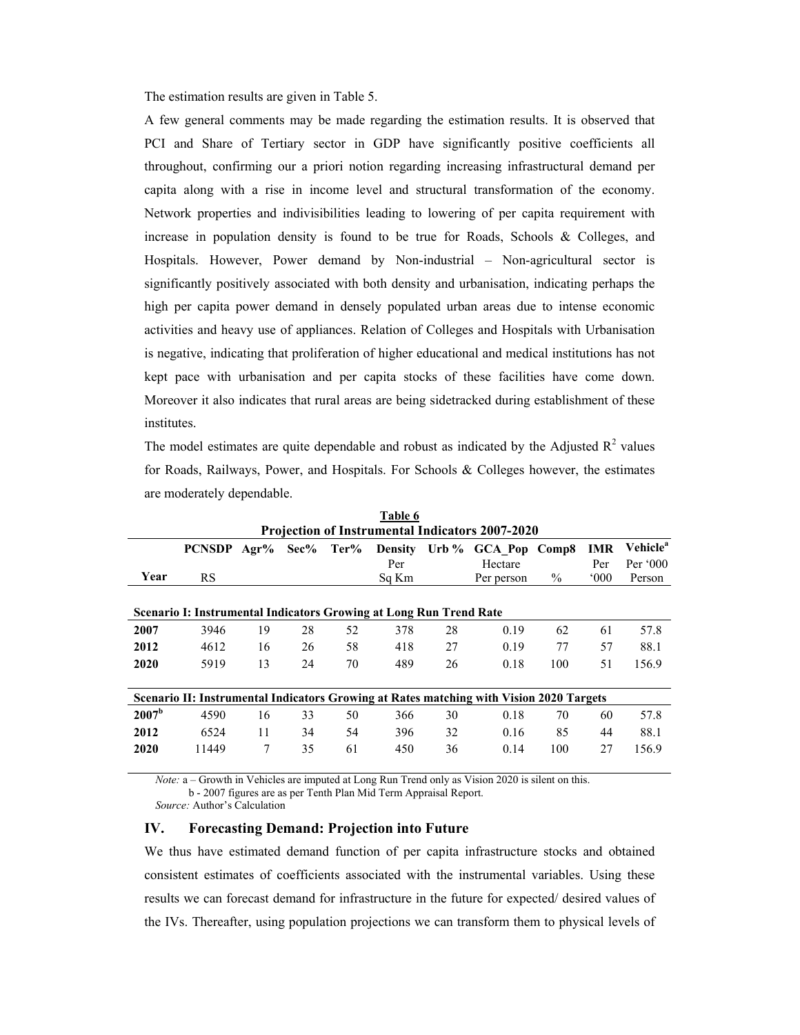The estimation results are given in Table 5.

A few general comments may be made regarding the estimation results. It is observed that PCI and Share of Tertiary sector in GDP have significantly positive coefficients all throughout, confirming our a priori notion regarding increasing infrastructural demand per capita along with a rise in income level and structural transformation of the economy. Network properties and indivisibilities leading to lowering of per capita requirement with increase in population density is found to be true for Roads, Schools & Colleges, and Hospitals. However, Power demand by Non-industrial – Non-agricultural sector is significantly positively associated with both density and urbanisation, indicating perhaps the high per capita power demand in densely populated urban areas due to intense economic activities and heavy use of appliances. Relation of Colleges and Hospitals with Urbanisation is negative, indicating that proliferation of higher educational and medical institutions has not kept pace with urbanisation and per capita stocks of these facilities have come down. Moreover it also indicates that rural areas are being sidetracked during establishment of these institutes.

The model estimates are quite dependable and robust as indicated by the Adjusted $R^2$ values for Roads, Railways, Power, and Hospitals. For Schools & Colleges however, the estimates are moderately dependable.

**Table 6**
**Projection of Instrumental Indicators 2007-2020**

| Year | PCNSDP RS | Agr% | Sec% | Ter% | Density Per Sq Km | Urb % | GCA_Pop Hectare Per person | Comp8 % | IMR Per '000 | Vehicle[a] Per '000 Person |
|---|---|---|---|---|---|---|---|---|---|---|
| **Scenario I: Instrumental Indicators Growing at Long Run Trend Rate** | | | | | | | | | | |
| **2007** | 3946 | 19 | 28 | 52 | 378 | 28 | 0.19 | 62 | 61 | 57.8 |
| **2012** | 4612 | 16 | 26 | 58 | 418 | 27 | 0.19 | 77 | 57 | 88.1 |
| **2020** | 5919 | 13 | 24 | 70 | 489 | 26 | 0.18 | 100 | 51 | 156.9 |
| **Scenario II: Instrumental Indicators Growing at Rates matching with Vision 2020 Targets** | | | | | | | | | | |
| **2007[b]** | 4590 | 16 | 33 | 50 | 366 | 30 | 0.18 | 70 | 60 | 57.8 |
| **2012** | 6524 | 11 | 34 | 54 | 396 | 32 | 0.16 | 85 | 44 | 88.1 |
| **2020** | 11449 | 7 | 35 | 61 | 450 | 36 | 0.14 | 100 | 27 | 156.9 |

*Note:* a – Growth in Vehicles are imputed at Long Run Trend only as Vision 2020 is silent on this.
b - 2007 figures are as per Tenth Plan Mid Term Appraisal Report.
*Source:* Author's Calculation

## IV. Forecasting Demand: Projection into Future

We thus have estimated demand function of per capita infrastructure stocks and obtained consistent estimates of coefficients associated with the instrumental variables. Using these results we can forecast demand for infrastructure in the future for expected/ desired values of the IVs. Thereafter, using population projections we can transform them to physical levels of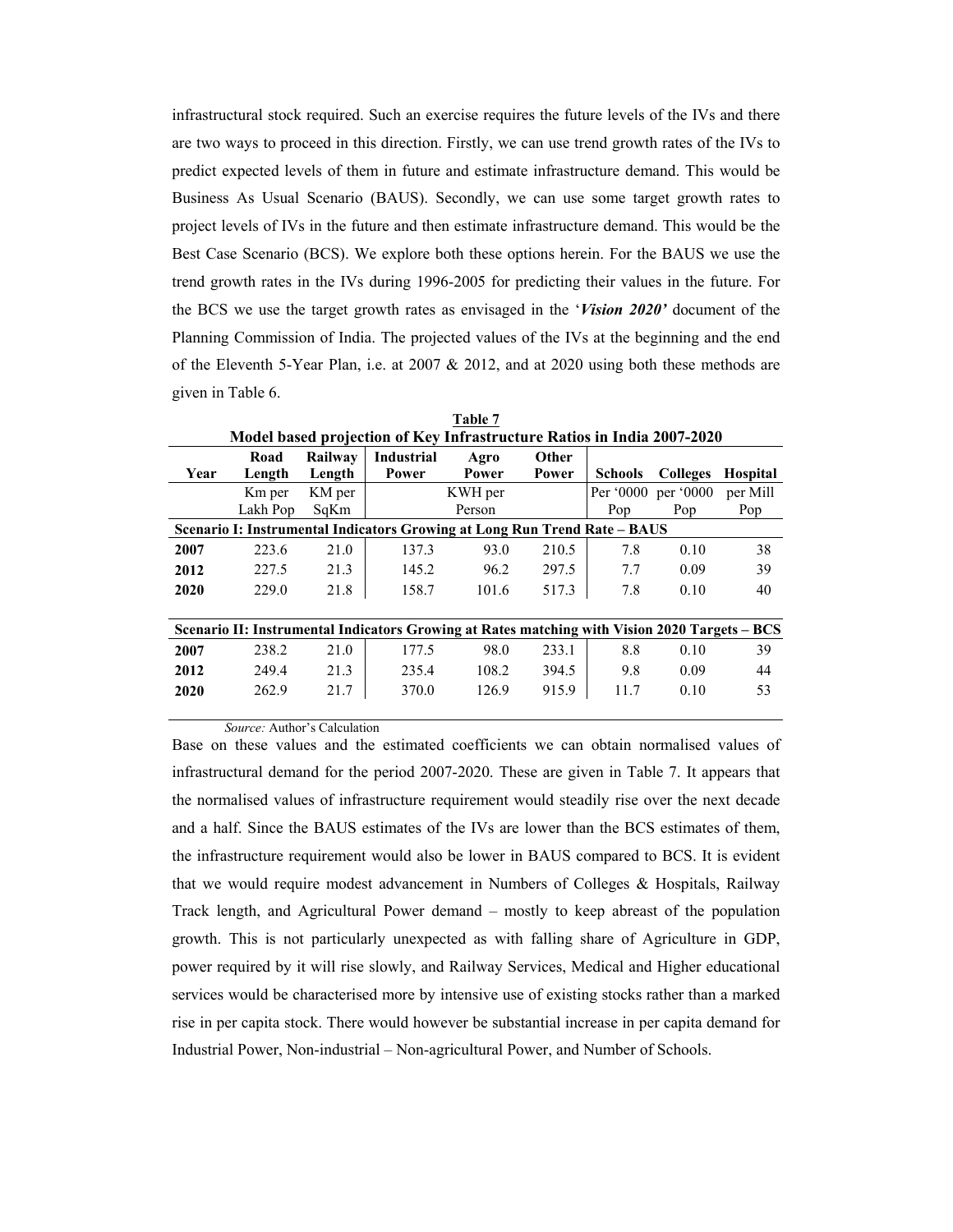infrastructural stock required. Such an exercise requires the future levels of the IVs and there are two ways to proceed in this direction. Firstly, we can use trend growth rates of the IVs to predict expected levels of them in future and estimate infrastructure demand. This would be Business As Usual Scenario (BAUS). Secondly, we can use some target growth rates to project levels of IVs in the future and then estimate infrastructure demand. This would be the Best Case Scenario (BCS). We explore both these options herein. For the BAUS we use the trend growth rates in the IVs during 1996-2005 for predicting their values in the future. For the BCS we use the target growth rates as envisaged in the '***Vision 2020'*** document of the Planning Commission of India. The projected values of the IVs at the beginning and the end of the Eleventh 5-Year Plan, i.e. at 2007 & 2012, and at 2020 using both these methods are given in Table 6.

**Table 7**

**Model based projection of Key Infrastructure Ratios in India 2007-2020**

| Year | Road Length | Railway Length | Industrial Power | Agro Power | Other Power | Schools | Colleges | Hospital |
|---|---|---|---|---|---|---|---|---|
| | Km per Lakh Pop | KM per SqKm | KWH per Person | | | Per '0000 Pop | per '0000 Pop | per Mill Pop |
| **Scenario I: Instrumental Indicators Growing at Long Run Trend Rate – BAUS** | | | | | | | | |
| **2007** | 223.6 | 21.0 | 137.3 | 93.0 | 210.5 | 7.8 | 0.10 | 38 |
| **2012** | 227.5 | 21.3 | 145.2 | 96.2 | 297.5 | 7.7 | 0.09 | 39 |
| **2020** | 229.0 | 21.8 | 158.7 | 101.6 | 517.3 | 7.8 | 0.10 | 40 |
| **Scenario II: Instrumental Indicators Growing at Rates matching with Vision 2020 Targets – BCS** | | | | | | | | |
| **2007** | 238.2 | 21.0 | 177.5 | 98.0 | 233.1 | 8.8 | 0.10 | 39 |
| **2012** | 249.4 | 21.3 | 235.4 | 108.2 | 394.5 | 9.8 | 0.09 | 44 |
| **2020** | 262.9 | 21.7 | 370.0 | 126.9 | 915.9 | 11.7 | 0.10 | 53 |

*Source:* Author's Calculation

Base on these values and the estimated coefficients we can obtain normalised values of infrastructural demand for the period 2007-2020. These are given in Table 7. It appears that the normalised values of infrastructure requirement would steadily rise over the next decade and a half. Since the BAUS estimates of the IVs are lower than the BCS estimates of them, the infrastructure requirement would also be lower in BAUS compared to BCS. It is evident that we would require modest advancement in Numbers of Colleges & Hospitals, Railway Track length, and Agricultural Power demand – mostly to keep abreast of the population growth. This is not particularly unexpected as with falling share of Agriculture in GDP, power required by it will rise slowly, and Railway Services, Medical and Higher educational services would be characterised more by intensive use of existing stocks rather than a marked rise in per capita stock. There would however be substantial increase in per capita demand for Industrial Power, Non-industrial – Non-agricultural Power, and Number of Schools.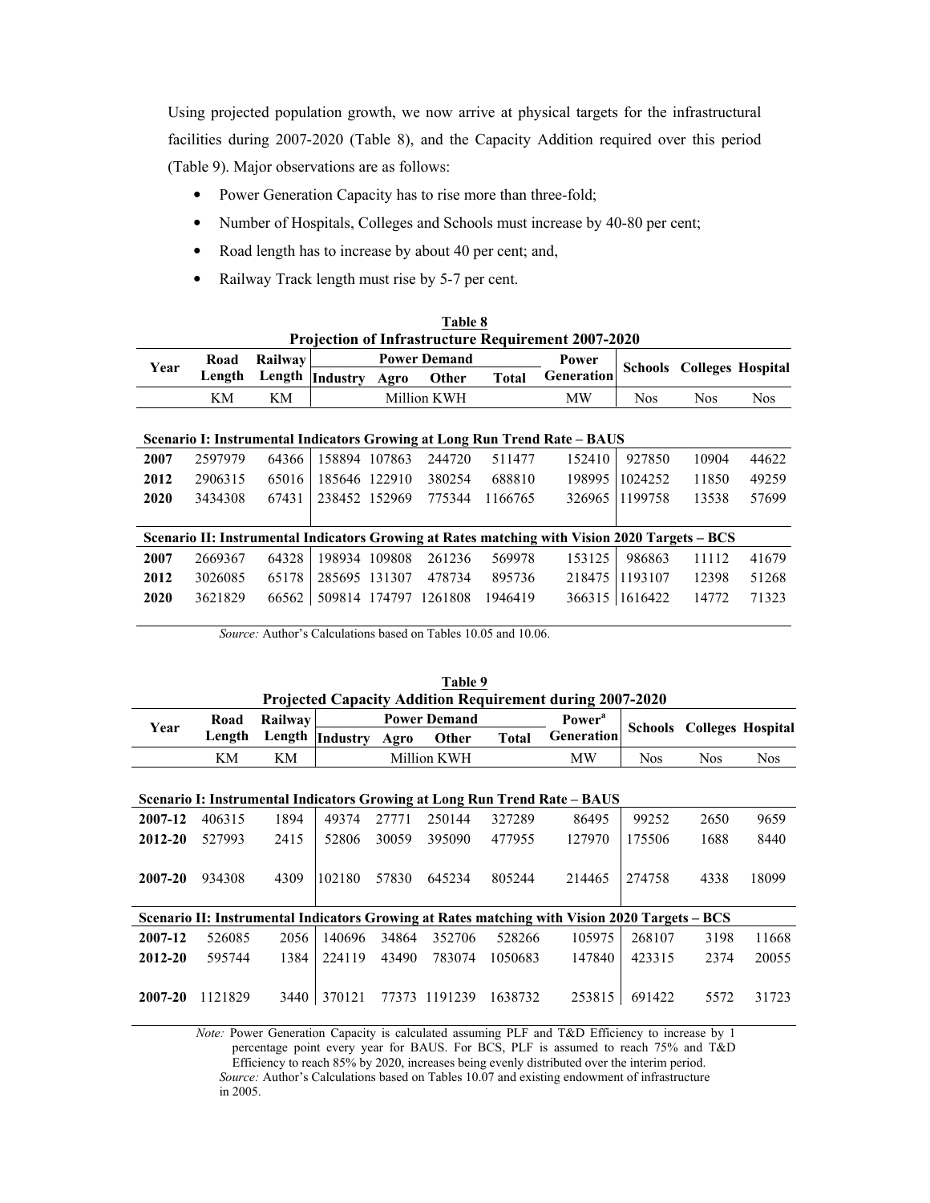Using projected population growth, we now arrive at physical targets for the infrastructural facilities during 2007-2020 (Table 8), and the Capacity Addition required over this period (Table 9). Major observations are as follows:

- Power Generation Capacity has to rise more than three-fold;
- Number of Hospitals, Colleges and Schools must increase by 40-80 per cent;
- Road length has to increase by about 40 per cent; and,
- Railway Track length must rise by 5-7 per cent.

**Table 8**
**Projection of Infrastructure Requirement 2007-2020**

| Year | Road Length | Railway Length | Power Demand | | | | Power Generation | Schools | Colleges | Hospital |
|---|---|---|---|---|---|---|---|---|---|---|
| | | | Industry | Agro | Other | Total | | | | |
| | KM | KM | Million KWH | | | | MW | Nos | Nos | Nos |
| **Scenario I: Instrumental Indicators Growing at Long Run Trend Rate – BAUS** | | | | | | | | | | |
| **2007** | 2597979 | 64366 | 158894 | 107863 | 244720 | 511477 | 152410 | 927850 | 10904 | 44622 |
| **2012** | 2906315 | 65016 | 185646 | 122910 | 380254 | 688810 | 198995 | 1024252 | 11850 | 49259 |
| **2020** | 3434308 | 67431 | 238452 | 152969 | 775344 | 1166765 | 326965 | 1199758 | 13538 | 57699 |
| **Scenario II: Instrumental Indicators Growing at Rates matching with Vision 2020 Targets – BCS** | | | | | | | | | | |
| **2007** | 2669367 | 64328 | 198934 | 109808 | 261236 | 569978 | 153125 | 986863 | 11112 | 41679 |
| **2012** | 3026085 | 65178 | 285695 | 131307 | 478734 | 895736 | 218475 | 1193107 | 12398 | 51268 |
| **2020** | 3621829 | 66562 | 509814 | 174797 | 1261808 | 1946419 | 366315 | 1616422 | 14772 | 71323 |

*Source:* Author's Calculations based on Tables 10.05 and 10.06.

**Table 9**
**Projected Capacity Addition Requirement during 2007-2020**

| Year | Road Length | Railway Length | Power Demand | | | | Power[a] Generation | Schools | Colleges | Hospital |
|---|---|---|---|---|---|---|---|---|---|---|
| | | | Industry | Agro | Other | Total | | | | |
| | KM | KM | Million KWH | | | | MW | Nos | Nos | Nos |
| **Scenario I: Instrumental Indicators Growing at Long Run Trend Rate – BAUS** | | | | | | | | | | |
| **2007-12** | 406315 | 1894 | 49374 | 27771 | 250144 | 327289 | 86495 | 99252 | 2650 | 9659 |
| **2012-20** | 527993 | 2415 | 52806 | 30059 | 395090 | 477955 | 127970 | 175506 | 1688 | 8440 |
| **2007-20** | 934308 | 4309 | 102180 | 57830 | 645234 | 805244 | 214465 | 274758 | 4338 | 18099 |
| **Scenario II: Instrumental Indicators Growing at Rates matching with Vision 2020 Targets – BCS** | | | | | | | | | | |
| **2007-12** | 526085 | 2056 | 140696 | 34864 | 352706 | 528266 | 105975 | 268107 | 3198 | 11668 |
| **2012-20** | 595744 | 1384 | 224119 | 43490 | 783074 | 1050683 | 147840 | 423315 | 2374 | 20055 |
| **2007-20** | 1121829 | 3440 | 370121 | 77373 | 1191239 | 1638732 | 253815 | 691422 | 5572 | 31723 |

*Note:* Power Generation Capacity is calculated assuming PLF and T&D Efficiency to increase by 1 percentage point every year for BAUS. For BCS, PLF is assumed to reach 75% and T&D Efficiency to reach 85% by 2020, increases being evenly distributed over the interim period.
*Source:* Author's Calculations based on Tables 10.07 and existing endowment of infrastructure in 2005.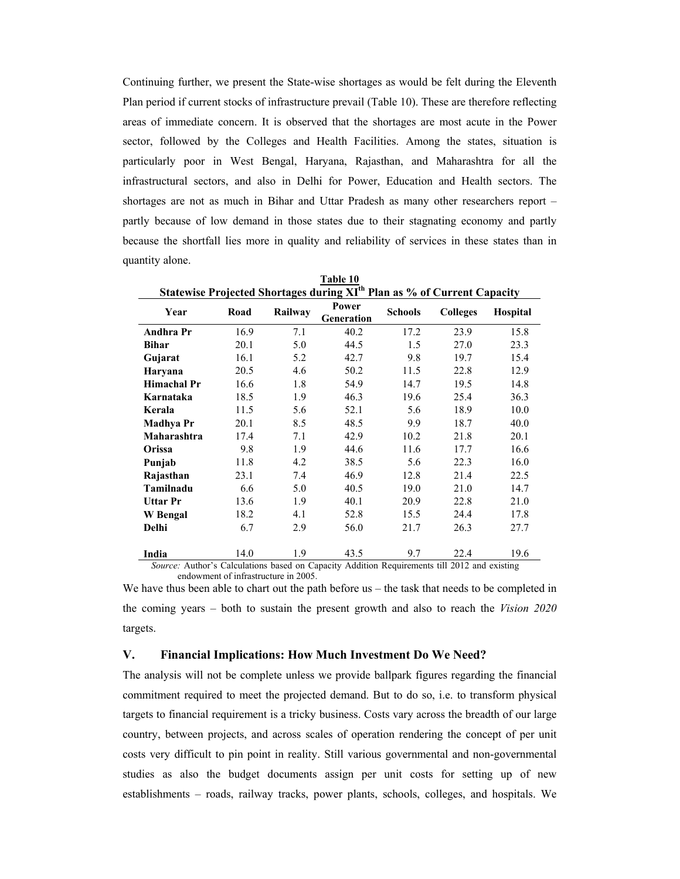Continuing further, we present the State-wise shortages as would be felt during the Eleventh Plan period if current stocks of infrastructure prevail (Table 10). These are therefore reflecting areas of immediate concern. It is observed that the shortages are most acute in the Power sector, followed by the Colleges and Health Facilities. Among the states, situation is particularly poor in West Bengal, Haryana, Rajasthan, and Maharashtra for all the infrastructural sectors, and also in Delhi for Power, Education and Health sectors. The shortages are not as much in Bihar and Uttar Pradesh as many other researchers report – partly because of low demand in those states due to their stagnating economy and partly because the shortfall lies more in quality and reliability of services in these states than in quantity alone.

**Table 10**

**Statewise Projected Shortages during XI$^{th}$ Plan as % of Current Capacity**

| Year | Road | Railway | Power Generation | Schools | Colleges | Hospital |
|---|---|---|---|---|---|---|
| **Andhra Pr** | 16.9 | 7.1 | 40.2 | 17.2 | 23.9 | 15.8 |
| **Bihar** | 20.1 | 5.0 | 44.5 | 1.5 | 27.0 | 23.3 |
| **Gujarat** | 16.1 | 5.2 | 42.7 | 9.8 | 19.7 | 15.4 |
| **Haryana** | 20.5 | 4.6 | 50.2 | 11.5 | 22.8 | 12.9 |
| **Himachal Pr** | 16.6 | 1.8 | 54.9 | 14.7 | 19.5 | 14.8 |
| **Karnataka** | 18.5 | 1.9 | 46.3 | 19.6 | 25.4 | 36.3 |
| **Kerala** | 11.5 | 5.6 | 52.1 | 5.6 | 18.9 | 10.0 |
| **Madhya Pr** | 20.1 | 8.5 | 48.5 | 9.9 | 18.7 | 40.0 |
| **Maharashtra** | 17.4 | 7.1 | 42.9 | 10.2 | 21.8 | 20.1 |
| **Orissa** | 9.8 | 1.9 | 44.6 | 11.6 | 17.7 | 16.6 |
| **Punjab** | 11.8 | 4.2 | 38.5 | 5.6 | 22.3 | 16.0 |
| **Rajasthan** | 23.1 | 7.4 | 46.9 | 12.8 | 21.4 | 22.5 |
| **Tamilnadu** | 6.6 | 5.0 | 40.5 | 19.0 | 21.0 | 14.7 |
| **Uttar Pr** | 13.6 | 1.9 | 40.1 | 20.9 | 22.8 | 21.0 |
| **W Bengal** | 18.2 | 4.1 | 52.8 | 15.5 | 24.4 | 17.8 |
| **Delhi** | 6.7 | 2.9 | 56.0 | 21.7 | 26.3 | 27.7 |
| **India** | 14.0 | 1.9 | 43.5 | 9.7 | 22.4 | 19.6 |

*Source:* Author's Calculations based on Capacity Addition Requirements till 2012 and existing endowment of infrastructure in 2005.

We have thus been able to chart out the path before us – the task that needs to be completed in the coming years – both to sustain the present growth and also to reach the *Vision 2020* targets.

## V. Financial Implications: How Much Investment Do We Need?

The analysis will not be complete unless we provide ballpark figures regarding the financial commitment required to meet the projected demand. But to do so, i.e. to transform physical targets to financial requirement is a tricky business. Costs vary across the breadth of our large country, between projects, and across scales of operation rendering the concept of per unit costs very difficult to pin point in reality. Still various governmental and non-governmental studies as also the budget documents assign per unit costs for setting up of new establishments – roads, railway tracks, power plants, schools, colleges, and hospitals. We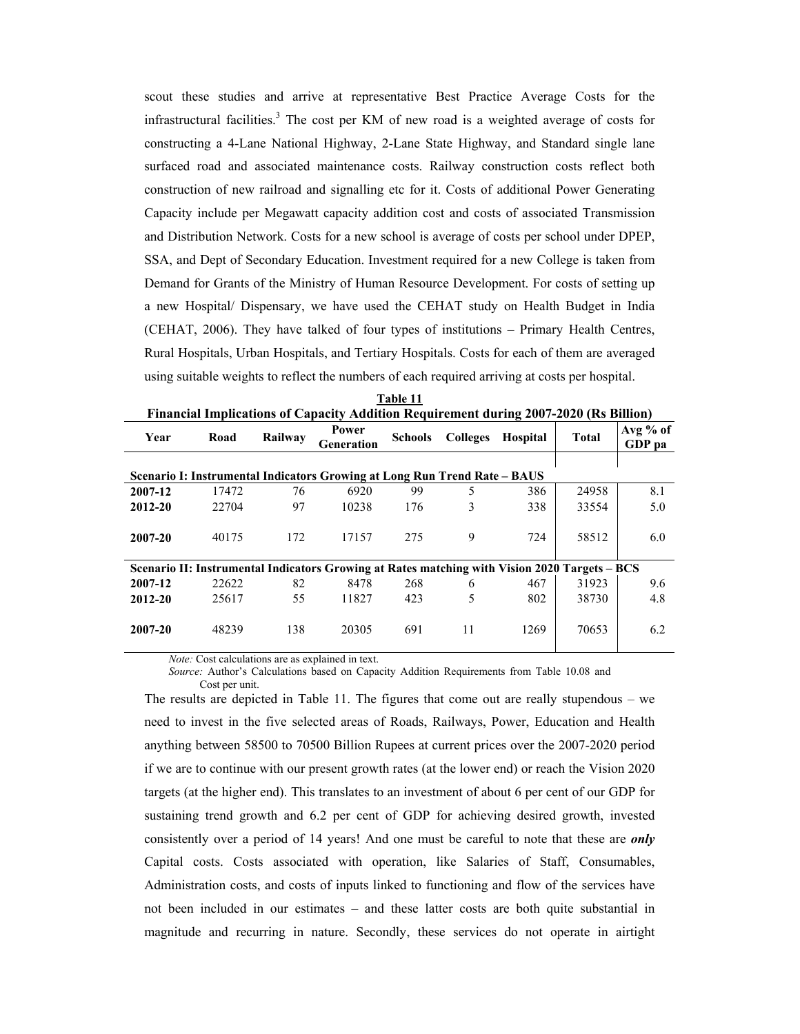scout these studies and arrive at representative Best Practice Average Costs for the infrastructural facilities.[3] The cost per KM of new road is a weighted average of costs for constructing a 4-Lane National Highway, 2-Lane State Highway, and Standard single lane surfaced road and associated maintenance costs. Railway construction costs reflect both construction of new railroad and signalling etc for it. Costs of additional Power Generating Capacity include per Megawatt capacity addition cost and costs of associated Transmission and Distribution Network. Costs for a new school is average of costs per school under DPEP, SSA, and Dept of Secondary Education. Investment required for a new College is taken from Demand for Grants of the Ministry of Human Resource Development. For costs of setting up a new Hospital/ Dispensary, we have used the CEHAT study on Health Budget in India (CEHAT, 2006). They have talked of four types of institutions – Primary Health Centres, Rural Hospitals, Urban Hospitals, and Tertiary Hospitals. Costs for each of them are averaged using suitable weights to reflect the numbers of each required arriving at costs per hospital.

**Table 11**

**Financial Implications of Capacity Addition Requirement during 2007-2020 (Rs Billion)**

| Year | Road | Railway | Power Generation | Schools | Colleges | Hospital | Total | Avg % of GDP pa |
|---|---|---|---|---|---|---|---|---|
| **Scenario I: Instrumental Indicators Growing at Long Run Trend Rate – BAUS** | | | | | | | | |
| **2007-12** | 17472 | 76 | 6920 | 99 | 5 | 386 | 24958 | 8.1 |
| **2012-20** | 22704 | 97 | 10238 | 176 | 3 | 338 | 33554 | 5.0 |
| **2007-20** | 40175 | 172 | 17157 | 275 | 9 | 724 | 58512 | 6.0 |
| **Scenario II: Instrumental Indicators Growing at Rates matching with Vision 2020 Targets – BCS** | | | | | | | | |
| **2007-12** | 22622 | 82 | 8478 | 268 | 6 | 467 | 31923 | 9.6 |
| **2012-20** | 25617 | 55 | 11827 | 423 | 5 | 802 | 38730 | 4.8 |
| **2007-20** | 48239 | 138 | 20305 | 691 | 11 | 1269 | 70653 | 6.2 |

*Note:* Cost calculations are as explained in text.

*Source:* Author's Calculations based on Capacity Addition Requirements from Table 10.08 and Cost per unit.

The results are depicted in Table 11. The figures that come out are really stupendous – we need to invest in the five selected areas of Roads, Railways, Power, Education and Health anything between 58500 to 70500 Billion Rupees at current prices over the 2007-2020 period if we are to continue with our present growth rates (at the lower end) or reach the Vision 2020 targets (at the higher end). This translates to an investment of about 6 per cent of our GDP for sustaining trend growth and 6.2 per cent of GDP for achieving desired growth, invested consistently over a period of 14 years! And one must be careful to note that these are ***only*** Capital costs. Costs associated with operation, like Salaries of Staff, Consumables, Administration costs, and costs of inputs linked to functioning and flow of the services have not been included in our estimates – and these latter costs are both quite substantial in magnitude and recurring in nature. Secondly, these services do not operate in airtight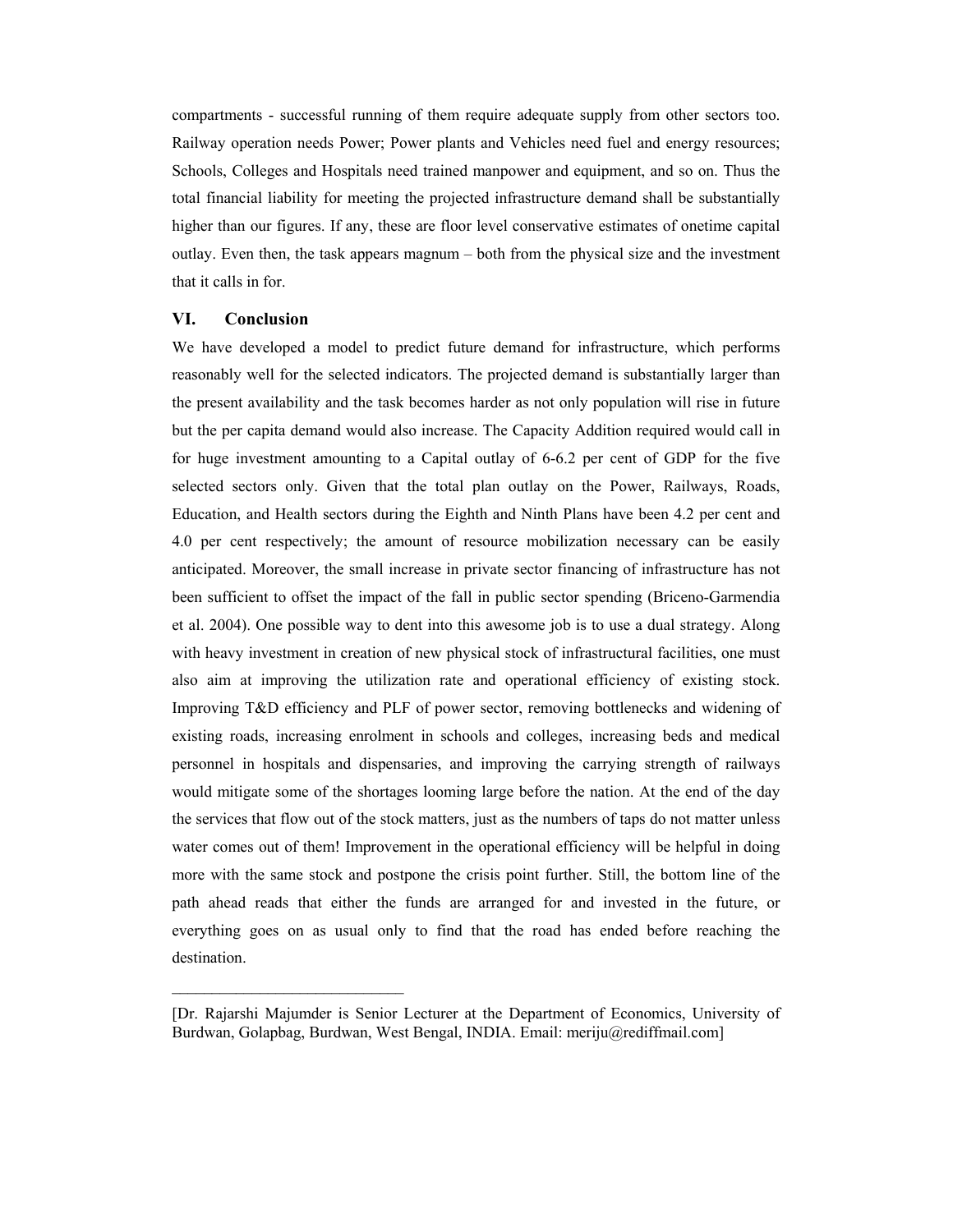compartments - successful running of them require adequate supply from other sectors too. Railway operation needs Power; Power plants and Vehicles need fuel and energy resources; Schools, Colleges and Hospitals need trained manpower and equipment, and so on. Thus the total financial liability for meeting the projected infrastructure demand shall be substantially higher than our figures. If any, these are floor level conservative estimates of onetime capital outlay. Even then, the task appears magnum – both from the physical size and the investment that it calls in for.

## VI. Conclusion

We have developed a model to predict future demand for infrastructure, which performs reasonably well for the selected indicators. The projected demand is substantially larger than the present availability and the task becomes harder as not only population will rise in future but the per capita demand would also increase. The Capacity Addition required would call in for huge investment amounting to a Capital outlay of 6-6.2 per cent of GDP for the five selected sectors only. Given that the total plan outlay on the Power, Railways, Roads, Education, and Health sectors during the Eighth and Ninth Plans have been 4.2 per cent and 4.0 per cent respectively; the amount of resource mobilization necessary can be easily anticipated. Moreover, the small increase in private sector financing of infrastructure has not been sufficient to offset the impact of the fall in public sector spending (Briceno-Garmendia et al. 2004). One possible way to dent into this awesome job is to use a dual strategy. Along with heavy investment in creation of new physical stock of infrastructural facilities, one must also aim at improving the utilization rate and operational efficiency of existing stock. Improving T&D efficiency and PLF of power sector, removing bottlenecks and widening of existing roads, increasing enrolment in schools and colleges, increasing beds and medical personnel in hospitals and dispensaries, and improving the carrying strength of railways would mitigate some of the shortages looming large before the nation. At the end of the day the services that flow out of the stock matters, just as the numbers of taps do not matter unless water comes out of them! Improvement in the operational efficiency will be helpful in doing more with the same stock and postpone the crisis point further. Still, the bottom line of the path ahead reads that either the funds are arranged for and invested in the future, or everything goes on as usual only to find that the road has ended before reaching the destination.

---

[Dr. Rajarshi Majumder is Senior Lecturer at the Department of Economics, University of Burdwan, Golapbag, Burdwan, West Bengal, INDIA. Email: meriju@rediffmail.com]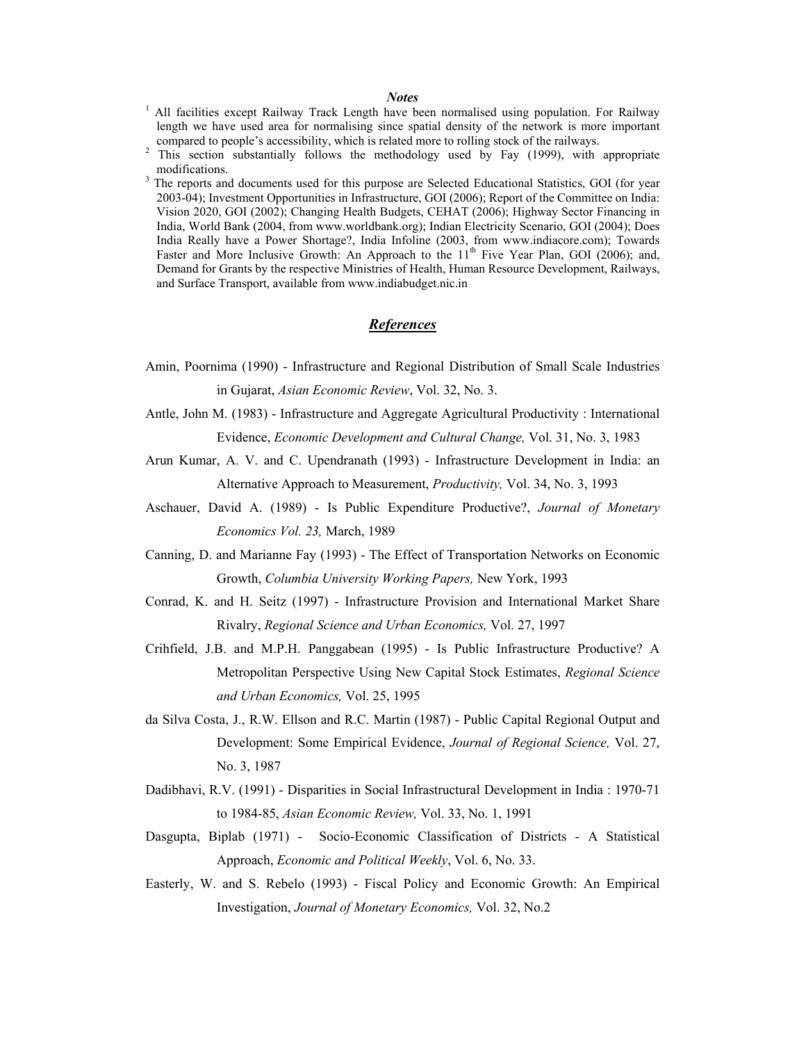***Notes***

[1] All facilities except Railway Track Length have been normalised using population. For Railway length we have used area for normalising since spatial density of the network is more important compared to people's accessibility, which is related more to rolling stock of the railways.

[2] This section substantially follows the methodology used by Fay (1999), with appropriate modifications.

[3] The reports and documents used for this purpose are Selected Educational Statistics, GOI (for year 2003-04); Investment Opportunities in Infrastructure, GOI (2006); Report of the Committee on India: Vision 2020, GOI (2002); Changing Health Budgets, CEHAT (2006); Highway Sector Financing in India, World Bank (2004, from www.worldbank.org); Indian Electricity Scenario, GOI (2004); Does India Really have a Power Shortage?, India Infoline (2003, from www.indiacore.com); Towards Faster and More Inclusive Growth: An Approach to the 11th Five Year Plan, GOI (2006); and, Demand for Grants by the respective Ministries of Health, Human Resource Development, Railways, and Surface Transport, available from www.indiabudget.nic.in

## ***References***

Amin, Poornima (1990) - Infrastructure and Regional Distribution of Small Scale Industries in Gujarat, *Asian Economic Review*, Vol. 32, No. 3.

Antle, John M. (1983) - Infrastructure and Aggregate Agricultural Productivity : International Evidence, *Economic Development and Cultural Change,* Vol. 31, No. 3, 1983

Arun Kumar, A. V. and C. Upendranath (1993) - Infrastructure Development in India: an Alternative Approach to Measurement, *Productivity,* Vol. 34, No. 3, 1993

Aschauer, David A. (1989) - Is Public Expenditure Productive?, *Journal of Monetary Economics Vol. 23,* March, 1989

Canning, D. and Marianne Fay (1993) - The Effect of Transportation Networks on Economic Growth, *Columbia University Working Papers,* New York, 1993

Conrad, K. and H. Seitz (1997) - Infrastructure Provision and International Market Share Rivalry, *Regional Science and Urban Economics,* Vol. 27, 1997

Crihfield, J.B. and M.P.H. Panggabean (1995) - Is Public Infrastructure Productive? A Metropolitan Perspective Using New Capital Stock Estimates, *Regional Science and Urban Economics,* Vol. 25, 1995

da Silva Costa, J., R.W. Ellson and R.C. Martin (1987) - Public Capital Regional Output and Development: Some Empirical Evidence, *Journal of Regional Science,* Vol. 27, No. 3, 1987

Dadibhavi, R.V. (1991) - Disparities in Social Infrastructural Development in India : 1970-71 to 1984-85, *Asian Economic Review,* Vol. 33, No. 1, 1991

Dasgupta, Biplab (1971) - Socio-Economic Classification of Districts - A Statistical Approach, *Economic and Political Weekly*, Vol. 6, No. 33.

Easterly, W. and S. Rebelo (1993) - Fiscal Policy and Economic Growth: An Empirical Investigation, *Journal of Monetary Economics,* Vol. 32, No.2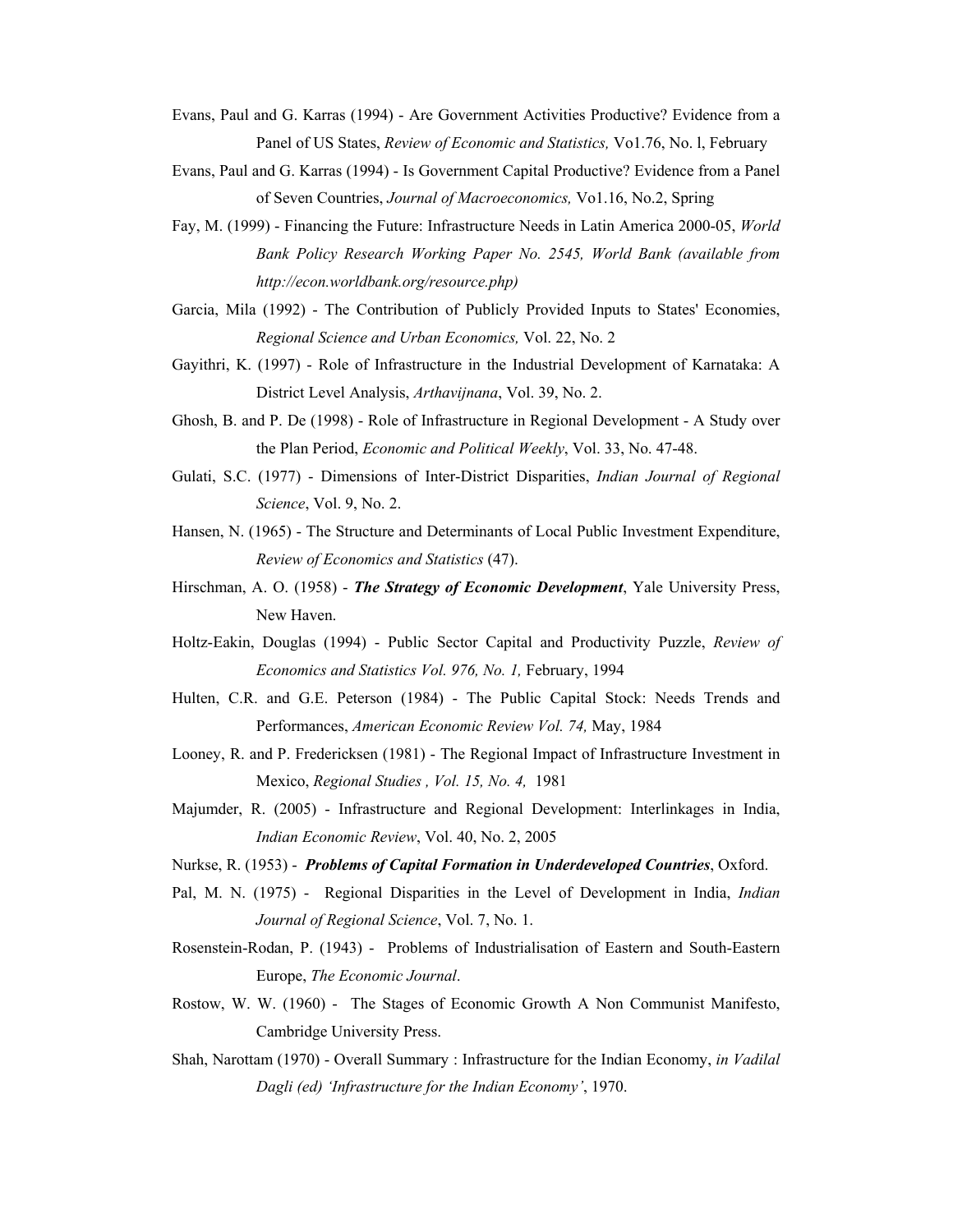Evans, Paul and G. Karras (1994) - Are Government Activities Productive? Evidence from a Panel of US States, *Review of Economic and Statistics,* Vo1.76, No. l, February

Evans, Paul and G. Karras (1994) - Is Government Capital Productive? Evidence from a Panel of Seven Countries, *Journal of Macroeconomics,* Vo1.16, No.2, Spring

Fay, M. (1999) - Financing the Future: Infrastructure Needs in Latin America 2000-05, *World Bank Policy Research Working Paper No. 2545, World Bank (available from http://econ.worldbank.org/resource.php)*

Garcia, Mila (1992) - The Contribution of Publicly Provided Inputs to States' Economies, *Regional Science and Urban Economics,* Vol. 22, No. 2

Gayithri, K. (1997) - Role of Infrastructure in the Industrial Development of Karnataka: A District Level Analysis, *Arthavijnana*, Vol. 39, No. 2.

Ghosh, B. and P. De (1998) - Role of Infrastructure in Regional Development - A Study over the Plan Period, *Economic and Political Weekly*, Vol. 33, No. 47-48.

Gulati, S.C. (1977) - Dimensions of Inter-District Disparities, *Indian Journal of Regional Science*, Vol. 9, No. 2.

Hansen, N. (1965) - The Structure and Determinants of Local Public Investment Expenditure, *Review of Economics and Statistics* (47).

Hirschman, A. O. (1958) - ***The Strategy of Economic Development***, Yale University Press, New Haven.

Holtz-Eakin, Douglas (1994) - Public Sector Capital and Productivity Puzzle, *Review of Economics and Statistics Vol. 976, No. 1,* February, 1994

Hulten, C.R. and G.E. Peterson (1984) - The Public Capital Stock: Needs Trends and Performances, *American Economic Review Vol. 74,* May, 1984

Looney, R. and P. Fredericksen (1981) - The Regional Impact of Infrastructure Investment in Mexico, *Regional Studies , Vol. 15, No. 4,* 1981

Majumder, R. (2005) - Infrastructure and Regional Development: Interlinkages in India, *Indian Economic Review*, Vol. 40, No. 2, 2005

Nurkse, R. (1953) - ***Problems of Capital Formation in Underdeveloped Countries***, Oxford.

Pal, M. N. (1975) - Regional Disparities in the Level of Development in India, *Indian Journal of Regional Science*, Vol. 7, No. 1.

Rosenstein-Rodan, P. (1943) - Problems of Industrialisation of Eastern and South-Eastern Europe, *The Economic Journal*.

Rostow, W. W. (1960) - The Stages of Economic Growth A Non Communist Manifesto, Cambridge University Press.

Shah, Narottam (1970) - Overall Summary : Infrastructure for the Indian Economy, *in Vadilal Dagli (ed) 'Infrastructure for the Indian Economy'*, 1970.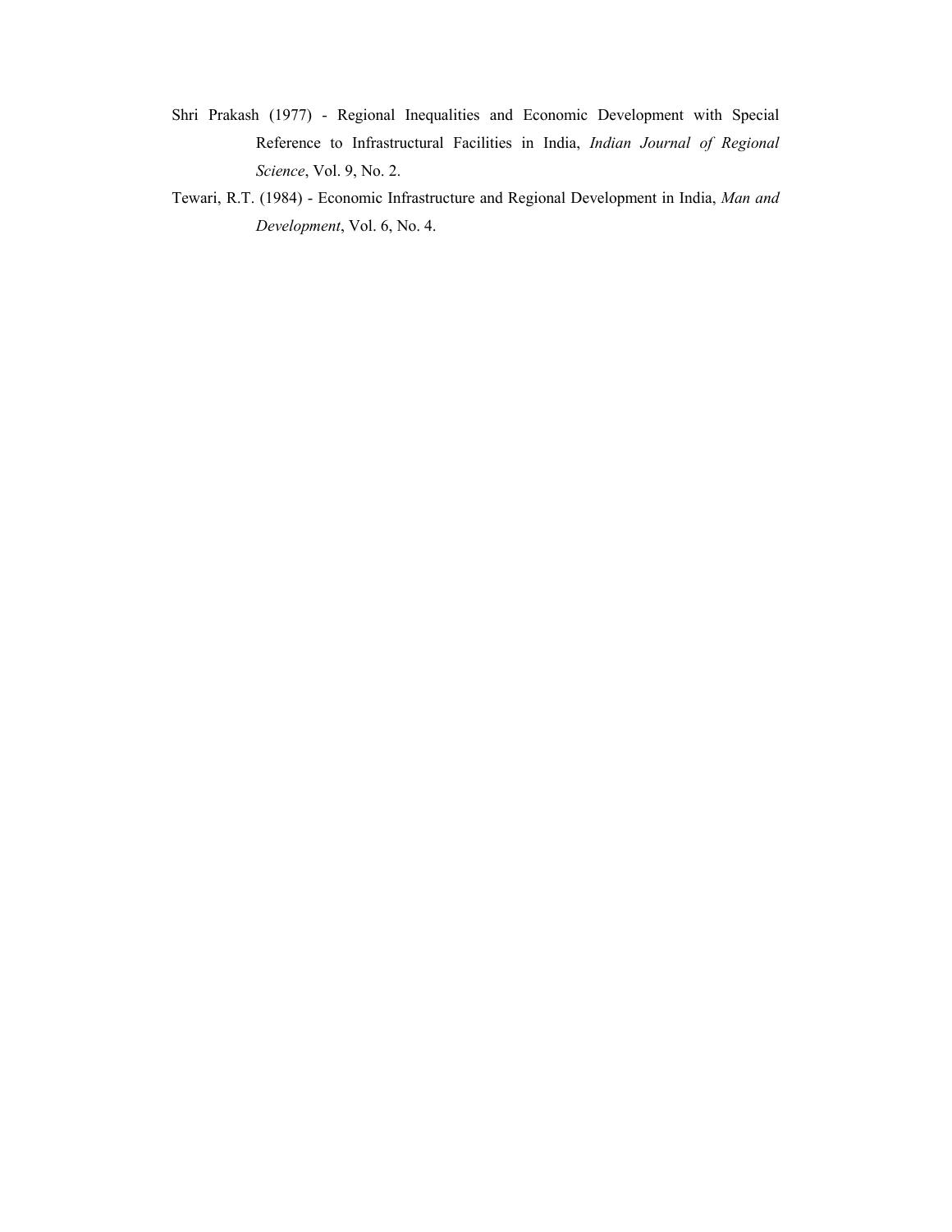Shri Prakash (1977) - Regional Inequalities and Economic Development with Special Reference to Infrastructural Facilities in India, *Indian Journal of Regional Science*, Vol. 9, No. 2.

Tewari, R.T. (1984) - Economic Infrastructure and Regional Development in India, *Man and Development*, Vol. 6, No. 4.